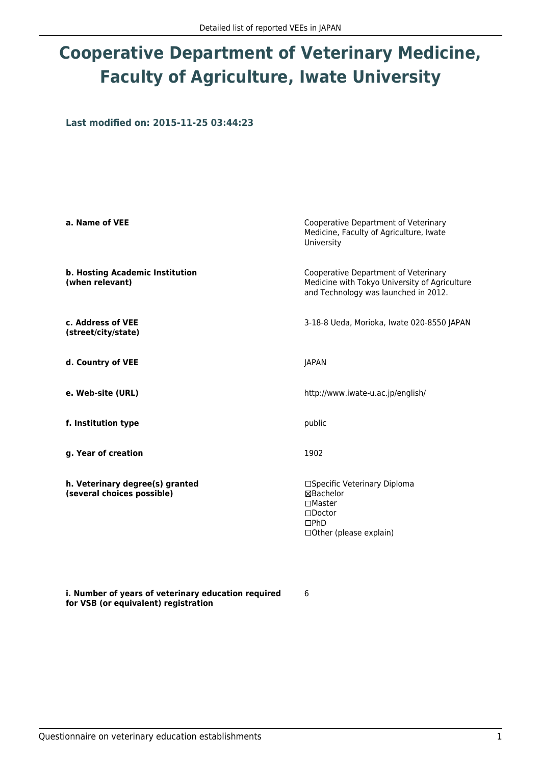# Cooperative Department of Veterinary Medicine, Faculty of Agriculture, Iwate University

**Last modified on: 2015-11-25 03:44:23**

| | |
|---|---|
| **a. Name of VEE** | Cooperative Department of Veterinary Medicine, Faculty of Agriculture, Iwate University |
| **b. Hosting Academic Institution (when relevant)** | Cooperative Department of Veterinary Medicine with Tokyo University of Agriculture and Technology was launched in 2012. |
| **c. Address of VEE (street/city/state)** | 3-18-8 Ueda, Morioka, Iwate 020-8550 JAPAN |
| **d. Country of VEE** | JAPAN |
| **e. Web-site (URL)** | http://www.iwate-u.ac.jp/english/ |
| **f. Institution type** | public |
| **g. Year of creation** | 1902 |
| **h. Veterinary degree(s) granted (several choices possible)** | ☐Specific Veterinary Diploma<br>☒Bachelor<br>☐Master<br>☐Doctor<br>☐PhD<br>☐Other (please explain) |
| **i. Number of years of veterinary education required for VSB (or equivalent) registration** | 6 |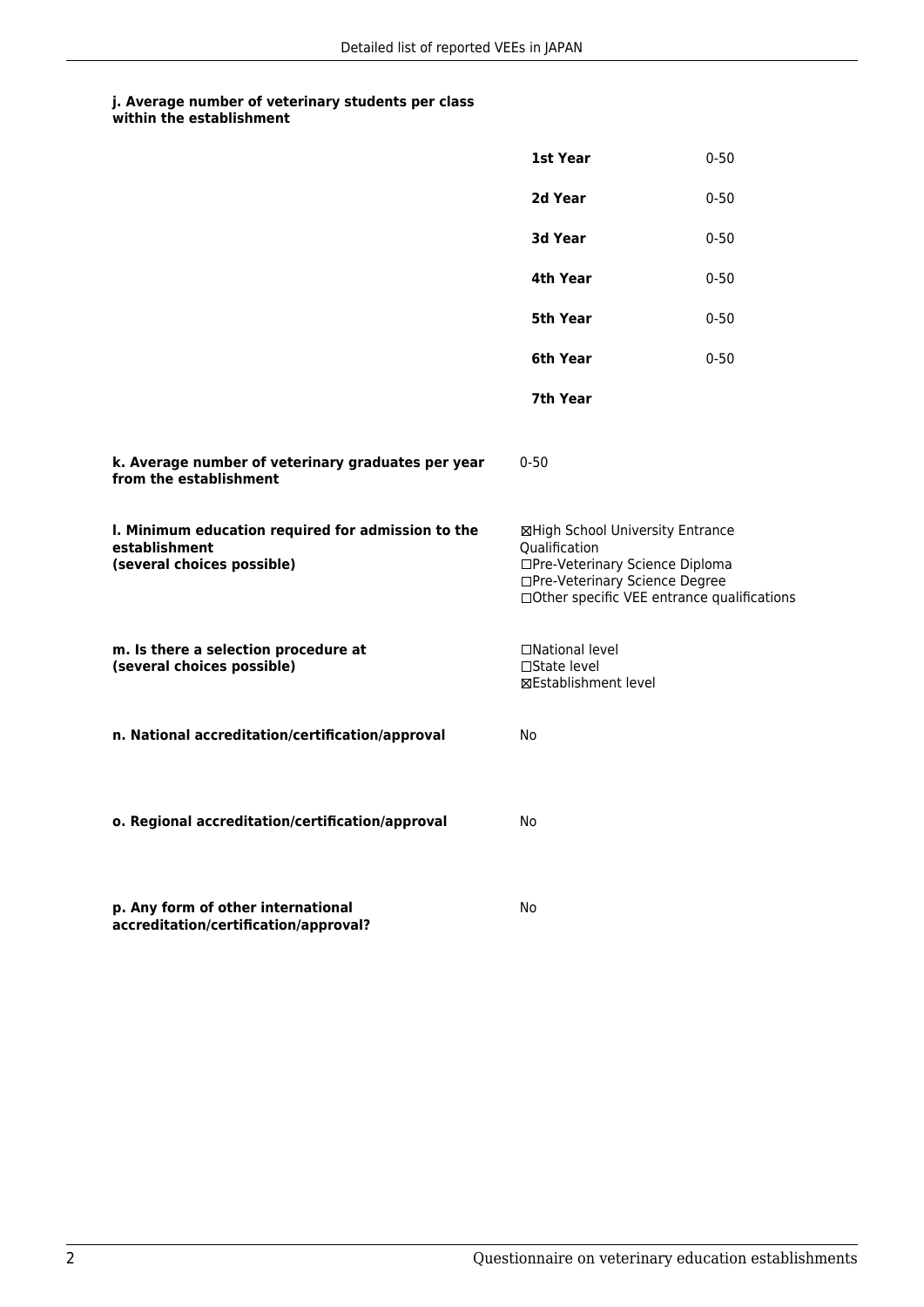**j. Average number of veterinary students per class within the establishment**

| | |
|---|---|
| **1st Year** | 0-50 |
| **2d Year** | 0-50 |
| **3d Year** | 0-50 |
| **4th Year** | 0-50 |
| **5th Year** | 0-50 |
| **6th Year** | 0-50 |
| **7th Year** | |

**k. Average number of veterinary graduates per year from the establishment**

0-50

**l. Minimum education required for admission to the establishment (several choices possible)**

☒High School University Entrance Qualification
☐Pre-Veterinary Science Diploma
☐Pre-Veterinary Science Degree
☐Other specific VEE entrance qualifications

**m. Is there a selection procedure at (several choices possible)**

☐National level
☐State level
☒Establishment level

**n. National accreditation/certification/approval**

No

**o. Regional accreditation/certification/approval**

No

**p. Any form of other international accreditation/certification/approval?**

No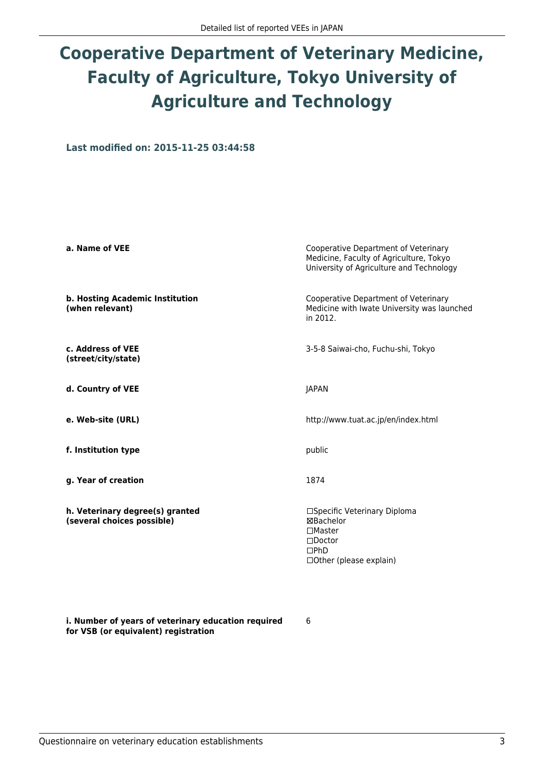# Cooperative Department of Veterinary Medicine, Faculty of Agriculture, Tokyo University of Agriculture and Technology

**Last modified on: 2015-11-25 03:44:58**

| | |
|---|---|
| **a. Name of VEE** | Cooperative Department of Veterinary Medicine, Faculty of Agriculture, Tokyo University of Agriculture and Technology |
| **b. Hosting Academic Institution (when relevant)** | Cooperative Department of Veterinary Medicine with Iwate University was launched in 2012. |
| **c. Address of VEE (street/city/state)** | 3-5-8 Saiwai-cho, Fuchu-shi, Tokyo |
| **d. Country of VEE** | JAPAN |
| **e. Web-site (URL)** | http://www.tuat.ac.jp/en/index.html |
| **f. Institution type** | public |
| **g. Year of creation** | 1874 |
| **h. Veterinary degree(s) granted (several choices possible)** | ☐Specific Veterinary Diploma<br>☒Bachelor<br>☐Master<br>☐Doctor<br>☐PhD<br>☐Other (please explain) |
| **i. Number of years of veterinary education required for VSB (or equivalent) registration** | 6 |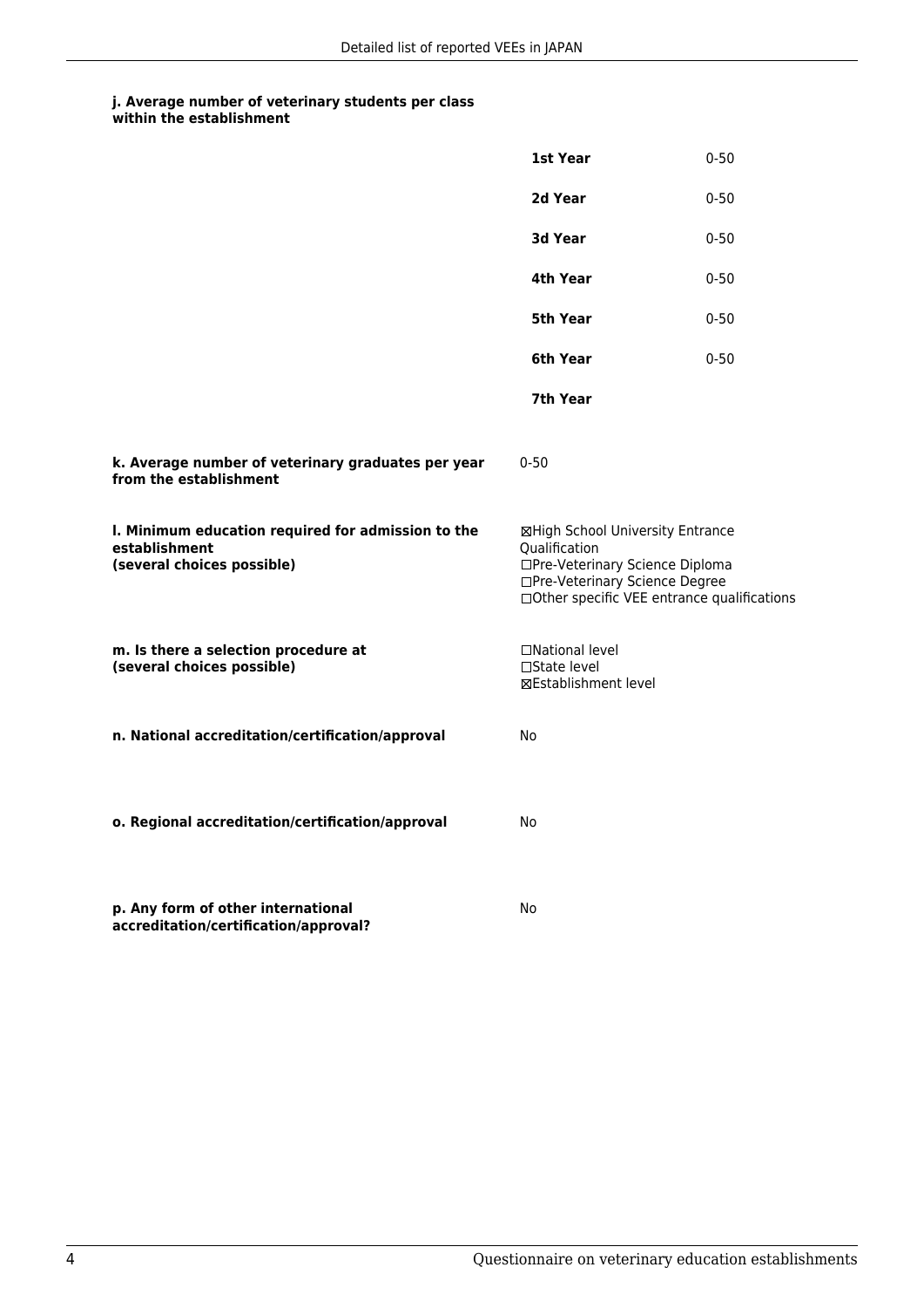**j. Average number of veterinary students per class within the establishment**

| | |
|---|---|
| **1st Year** | 0-50 |
| **2d Year** | 0-50 |
| **3d Year** | 0-50 |
| **4th Year** | 0-50 |
| **5th Year** | 0-50 |
| **6th Year** | 0-50 |
| **7th Year** | |

**k. Average number of veterinary graduates per year from the establishment**

0-50

**l. Minimum education required for admission to the establishment (several choices possible)**

☒High School University Entrance Qualification
☐Pre-Veterinary Science Diploma
☐Pre-Veterinary Science Degree
☐Other specific VEE entrance qualifications

**m. Is there a selection procedure at (several choices possible)**

☐National level
☐State level
☒Establishment level

**n. National accreditation/certification/approval**

No

**o. Regional accreditation/certification/approval**

No

**p. Any form of other international accreditation/certification/approval?**

No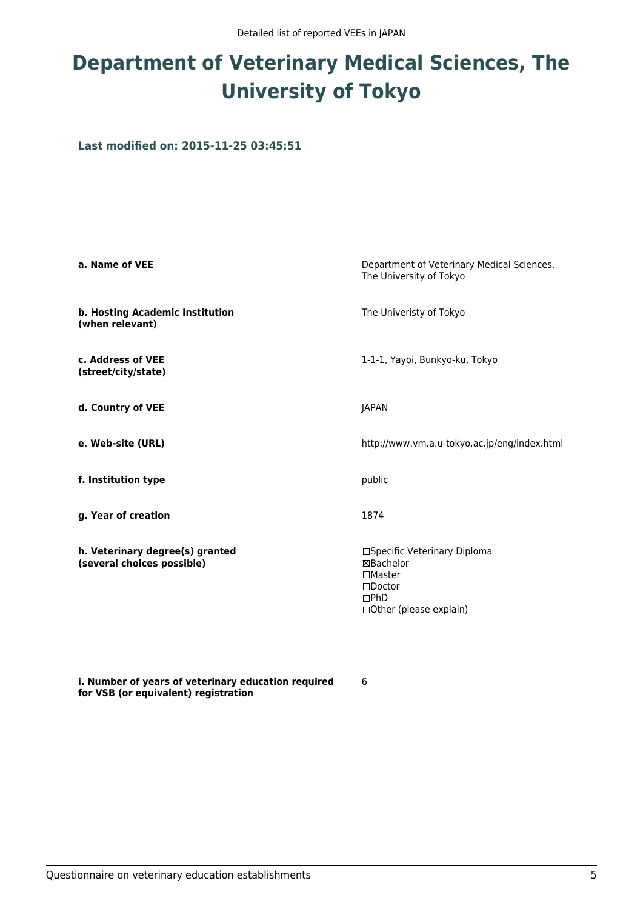# Department of Veterinary Medical Sciences, The University of Tokyo

**Last modified on: 2015-11-25 03:45:51**

| | |
|---|---|
| **a. Name of VEE** | Department of Veterinary Medical Sciences, The University of Tokyo |
| **b. Hosting Academic Institution (when relevant)** | The Univeristy of Tokyo |
| **c. Address of VEE (street/city/state)** | 1-1-1, Yayoi, Bunkyo-ku, Tokyo |
| **d. Country of VEE** | JAPAN |
| **e. Web-site (URL)** | http://www.vm.a.u-tokyo.ac.jp/eng/index.html |
| **f. Institution type** | public |
| **g. Year of creation** | 1874 |
| **h. Veterinary degree(s) granted (several choices possible)** | ☐Specific Veterinary Diploma<br>☒Bachelor<br>☐Master<br>☐Doctor<br>☐PhD<br>☐Other (please explain) |
| **i. Number of years of veterinary education required for VSB (or equivalent) registration** | 6 |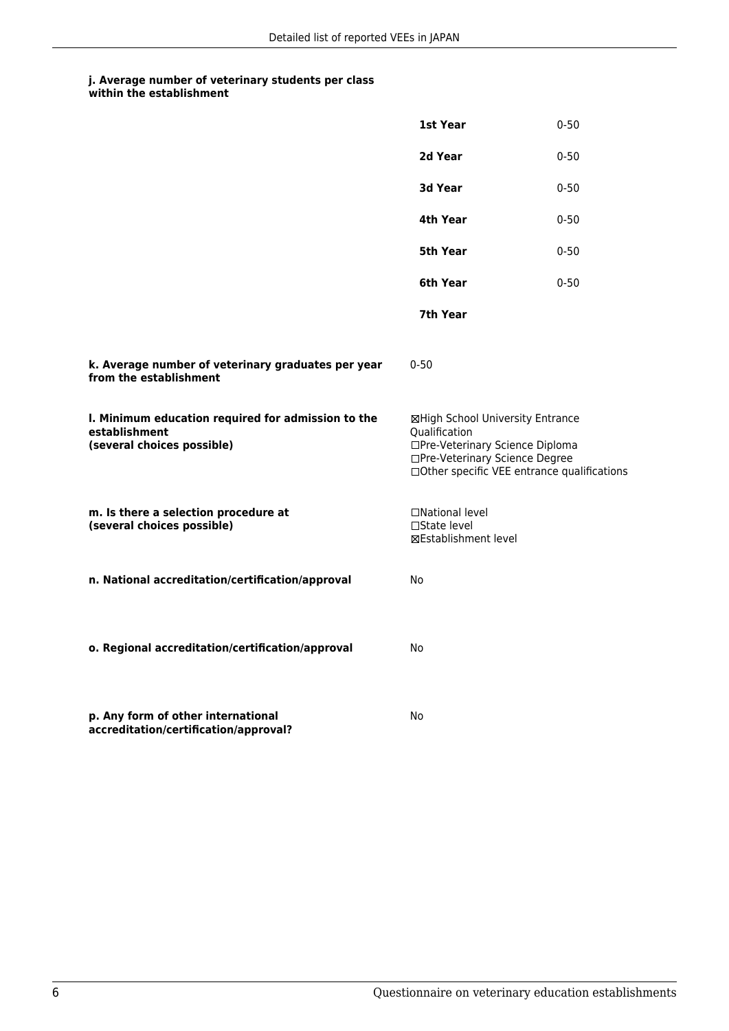**j. Average number of veterinary students per class within the establishment**

| | |
|---|---|
| **1st Year** | 0-50 |
| **2d Year** | 0-50 |
| **3d Year** | 0-50 |
| **4th Year** | 0-50 |
| **5th Year** | 0-50 |
| **6th Year** | 0-50 |
| **7th Year** | |

**k. Average number of veterinary graduates per year from the establishment**

0-50

**l. Minimum education required for admission to the establishment (several choices possible)**

☒High School University Entrance Qualification
☐Pre-Veterinary Science Diploma
☐Pre-Veterinary Science Degree
☐Other specific VEE entrance qualifications

**m. Is there a selection procedure at (several choices possible)**

☐National level
☐State level
☒Establishment level

**n. National accreditation/certification/approval**

No

**o. Regional accreditation/certification/approval**

No

**p. Any form of other international accreditation/certification/approval?**

No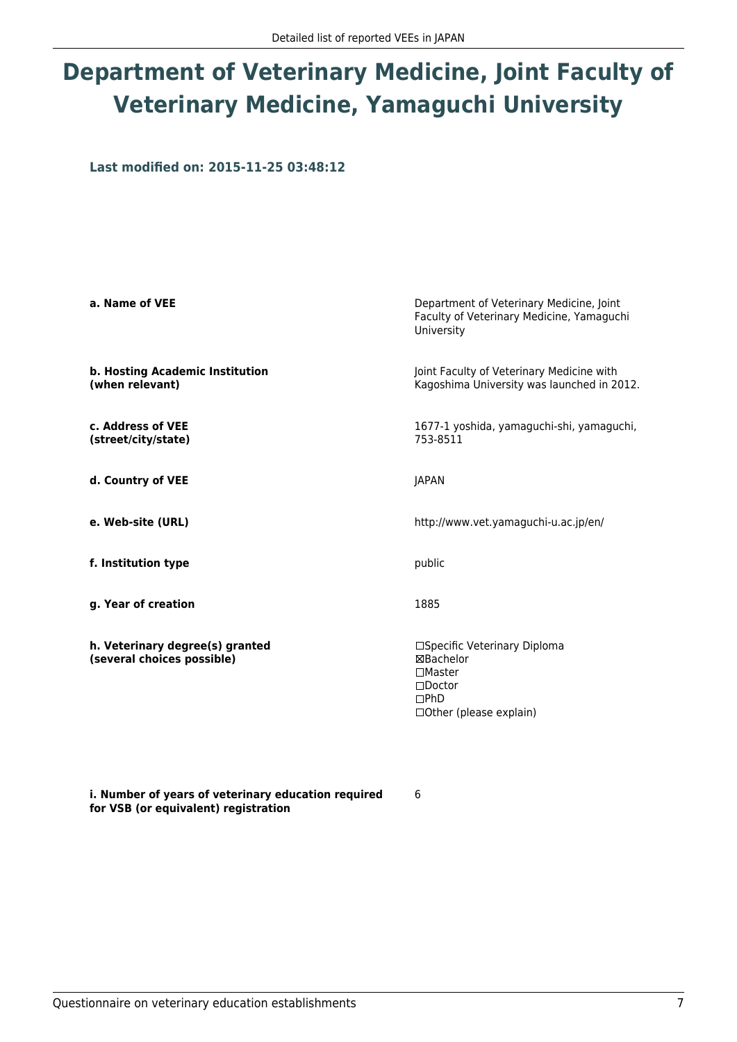# Department of Veterinary Medicine, Joint Faculty of Veterinary Medicine, Yamaguchi University

**Last modified on: 2015-11-25 03:48:12**

| | |
|---|---|
| **a. Name of VEE** | Department of Veterinary Medicine, Joint Faculty of Veterinary Medicine, Yamaguchi University |
| **b. Hosting Academic Institution (when relevant)** | Joint Faculty of Veterinary Medicine with Kagoshima University was launched in 2012. |
| **c. Address of VEE (street/city/state)** | 1677-1 yoshida, yamaguchi-shi, yamaguchi, 753-8511 |
| **d. Country of VEE** | JAPAN |
| **e. Web-site (URL)** | http://www.vet.yamaguchi-u.ac.jp/en/ |
| **f. Institution type** | public |
| **g. Year of creation** | 1885 |
| **h. Veterinary degree(s) granted (several choices possible)** | ☐Specific Veterinary Diploma<br>☒Bachelor<br>☐Master<br>☐Doctor<br>☐PhD<br>☐Other (please explain) |
| **i. Number of years of veterinary education required for VSB (or equivalent) registration** | 6 |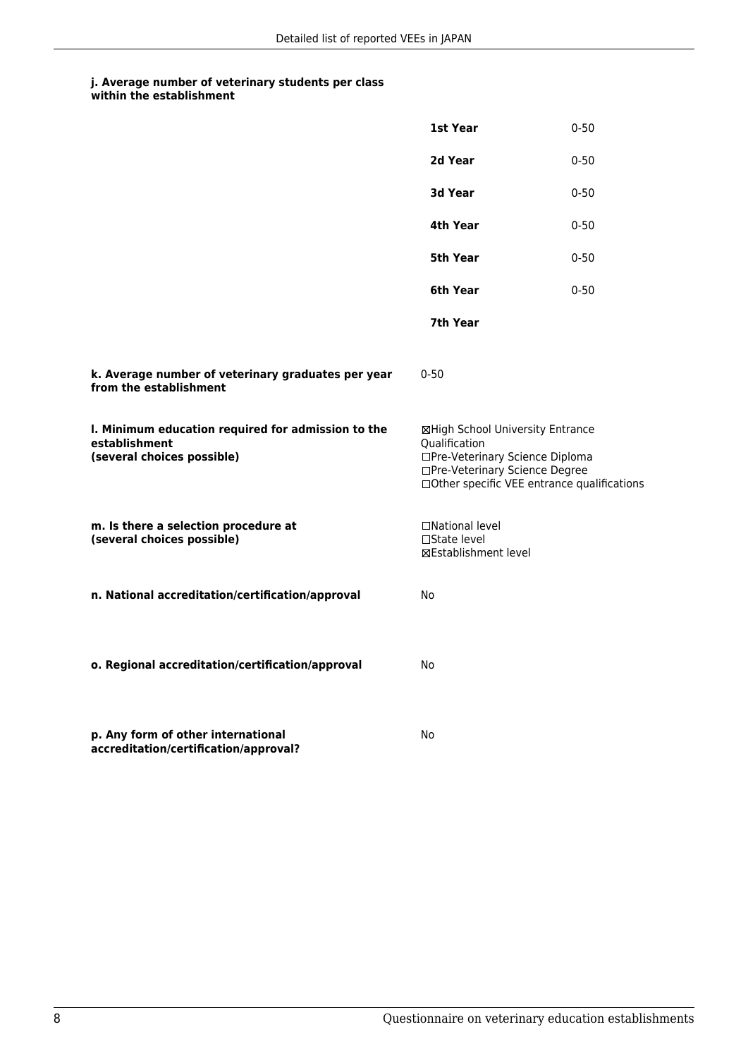**j. Average number of veterinary students per class within the establishment**

| | |
|---|---|
| **1st Year** | 0-50 |
| **2d Year** | 0-50 |
| **3d Year** | 0-50 |
| **4th Year** | 0-50 |
| **5th Year** | 0-50 |
| **6th Year** | 0-50 |
| **7th Year** | |

**k. Average number of veterinary graduates per year from the establishment**

0-50

**l. Minimum education required for admission to the establishment (several choices possible)**

☒High School University Entrance Qualification
☐Pre-Veterinary Science Diploma
☐Pre-Veterinary Science Degree
☐Other specific VEE entrance qualifications

**m. Is there a selection procedure at (several choices possible)**

☐National level
☐State level
☒Establishment level

**n. National accreditation/certification/approval**

No

**o. Regional accreditation/certification/approval**

No

**p. Any form of other international accreditation/certification/approval?**

No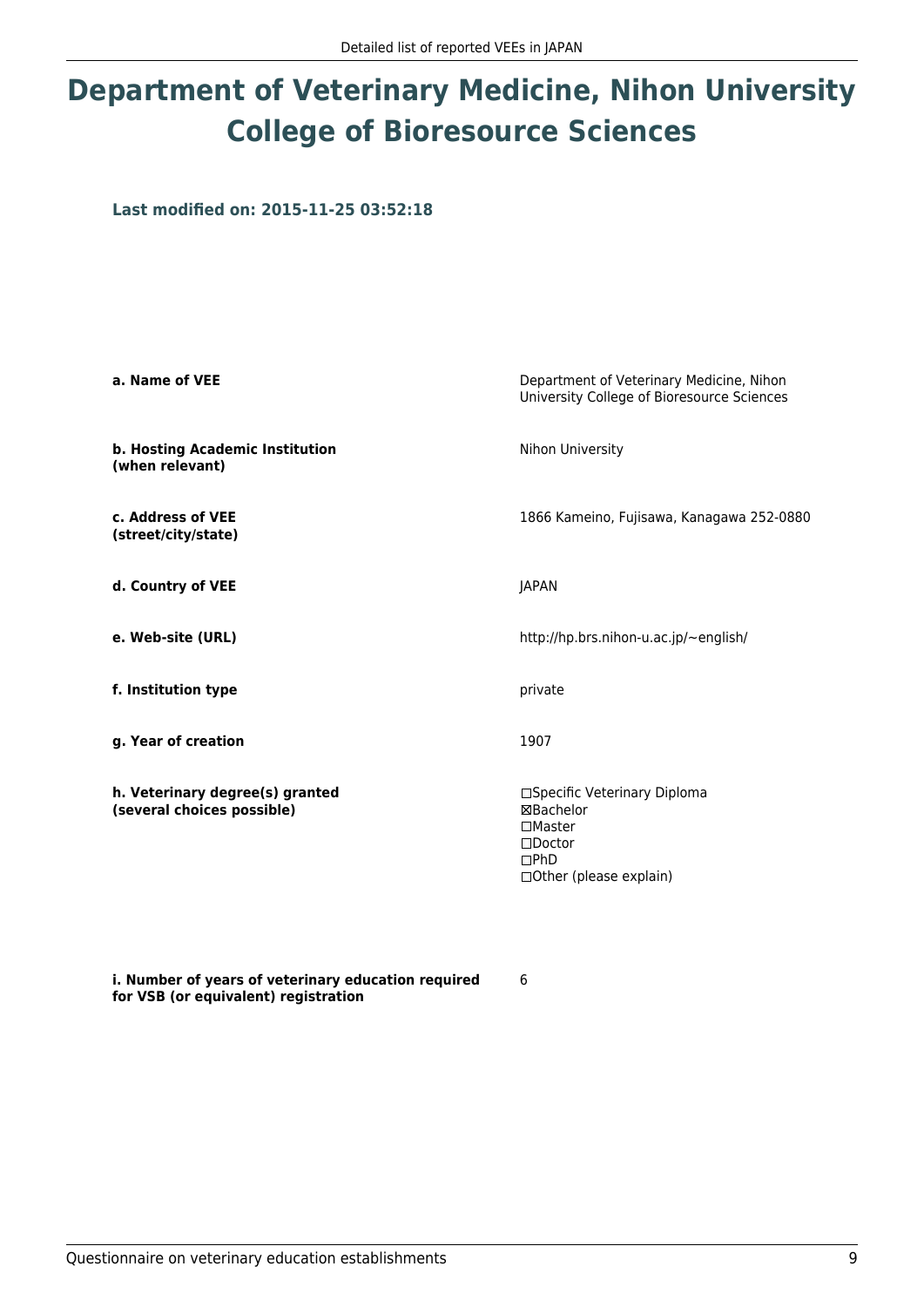# Department of Veterinary Medicine, Nihon University College of Bioresource Sciences

**Last modified on: 2015-11-25 03:52:18**

| | |
|---|---|
| **a. Name of VEE** | Department of Veterinary Medicine, Nihon University College of Bioresource Sciences |
| **b. Hosting Academic Institution (when relevant)** | Nihon University |
| **c. Address of VEE (street/city/state)** | 1866 Kameino, Fujisawa, Kanagawa 252-0880 |
| **d. Country of VEE** | JAPAN |
| **e. Web-site (URL)** | http://hp.brs.nihon-u.ac.jp/~english/ |
| **f. Institution type** | private |
| **g. Year of creation** | 1907 |
| **h. Veterinary degree(s) granted (several choices possible)** | ☐Specific Veterinary Diploma<br>☒Bachelor<br>☐Master<br>☐Doctor<br>☐PhD<br>☐Other (please explain) |
| **i. Number of years of veterinary education required for VSB (or equivalent) registration** | 6 |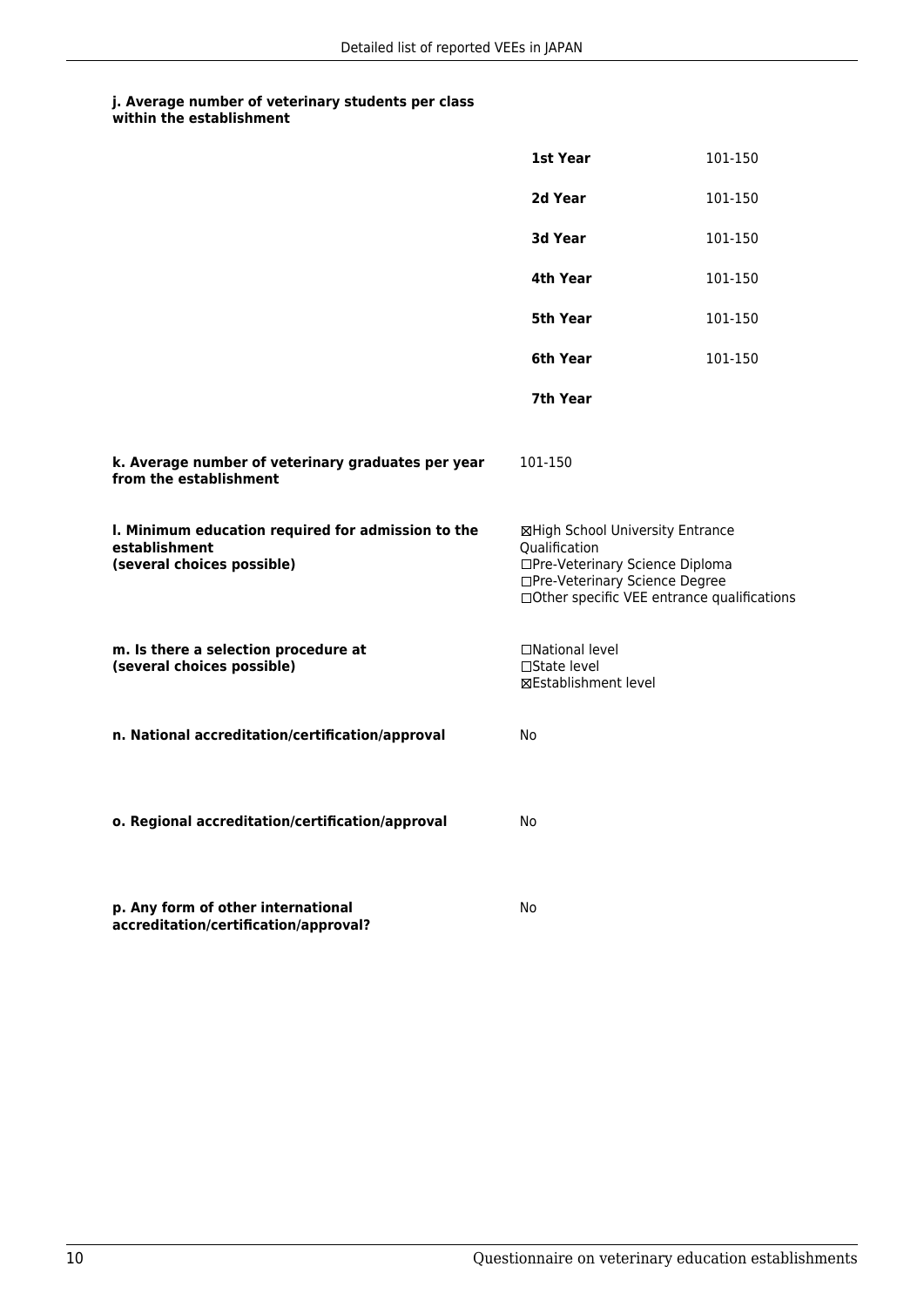**j. Average number of veterinary students per class within the establishment**

| | |
|---|---|
| **1st Year** | 101-150 |
| **2d Year** | 101-150 |
| **3d Year** | 101-150 |
| **4th Year** | 101-150 |
| **5th Year** | 101-150 |
| **6th Year** | 101-150 |
| **7th Year** | |

**k. Average number of veterinary graduates per year from the establishment**

101-150

**l. Minimum education required for admission to the establishment (several choices possible)**

☒High School University Entrance Qualification
☐Pre-Veterinary Science Diploma
☐Pre-Veterinary Science Degree
☐Other specific VEE entrance qualifications

**m. Is there a selection procedure at (several choices possible)**

☐National level
☐State level
☒Establishment level

**n. National accreditation/certification/approval**

No

**o. Regional accreditation/certification/approval**

No

**p. Any form of other international accreditation/certification/approval?**

No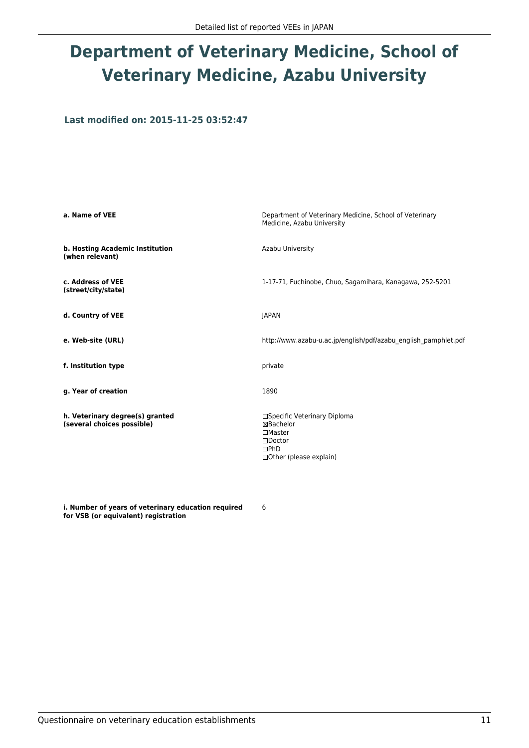# Department of Veterinary Medicine, School of Veterinary Medicine, Azabu University

**Last modified on: 2015-11-25 03:52:47**

| | |
|---|---|
| **a. Name of VEE** | Department of Veterinary Medicine, School of Veterinary Medicine, Azabu University |
| **b. Hosting Academic Institution (when relevant)** | Azabu University |
| **c. Address of VEE (street/city/state)** | 1-17-71, Fuchinobe, Chuo, Sagamihara, Kanagawa, 252-5201 |
| **d. Country of VEE** | JAPAN |
| **e. Web-site (URL)** | http://www.azabu-u.ac.jp/english/pdf/azabu_english_pamphlet.pdf |
| **f. Institution type** | private |
| **g. Year of creation** | 1890 |
| **h. Veterinary degree(s) granted (several choices possible)** | ☐Specific Veterinary Diploma<br>☒Bachelor<br>☐Master<br>☐Doctor<br>☐PhD<br>☐Other (please explain) |
| **i. Number of years of veterinary education required for VSB (or equivalent) registration** | 6 |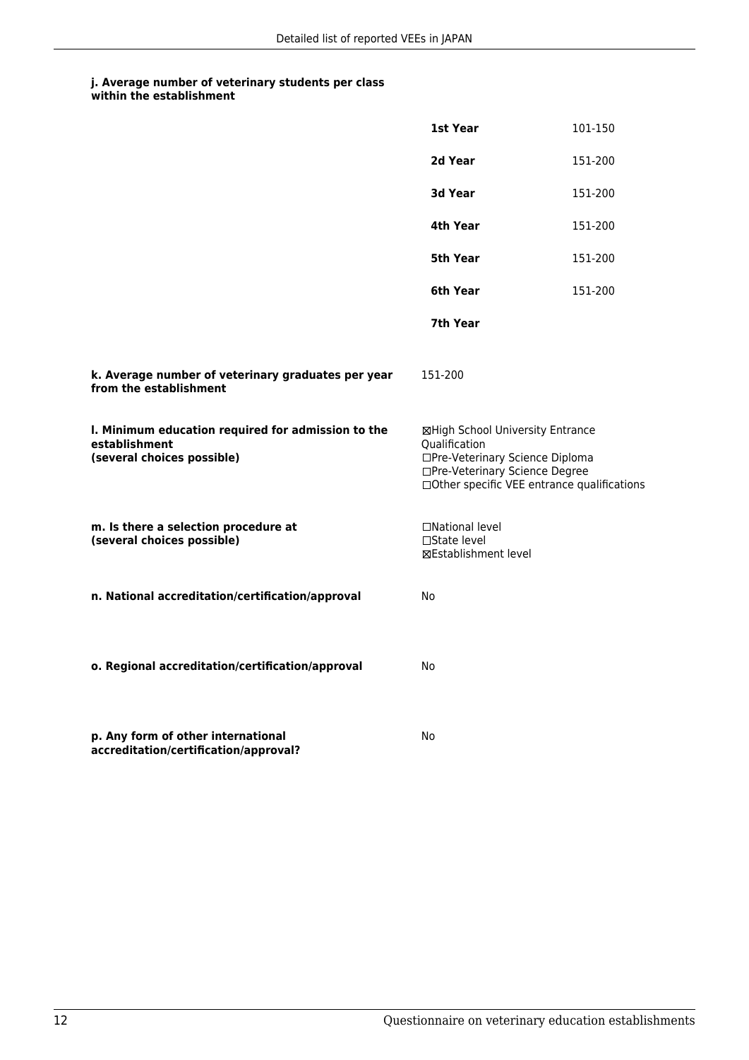**j. Average number of veterinary students per class within the establishment**

| | |
|---|---|
| **1st Year** | 101-150 |
| **2d Year** | 151-200 |
| **3d Year** | 151-200 |
| **4th Year** | 151-200 |
| **5th Year** | 151-200 |
| **6th Year** | 151-200 |
| **7th Year** | |

**k. Average number of veterinary graduates per year from the establishment**

151-200

**l. Minimum education required for admission to the establishment (several choices possible)**

☒High School University Entrance Qualification
☐Pre-Veterinary Science Diploma
☐Pre-Veterinary Science Degree
☐Other specific VEE entrance qualifications

**m. Is there a selection procedure at (several choices possible)**

☐National level
☐State level
☒Establishment level

**n. National accreditation/certification/approval**

No

**o. Regional accreditation/certification/approval**

No

**p. Any form of other international accreditation/certification/approval?**

No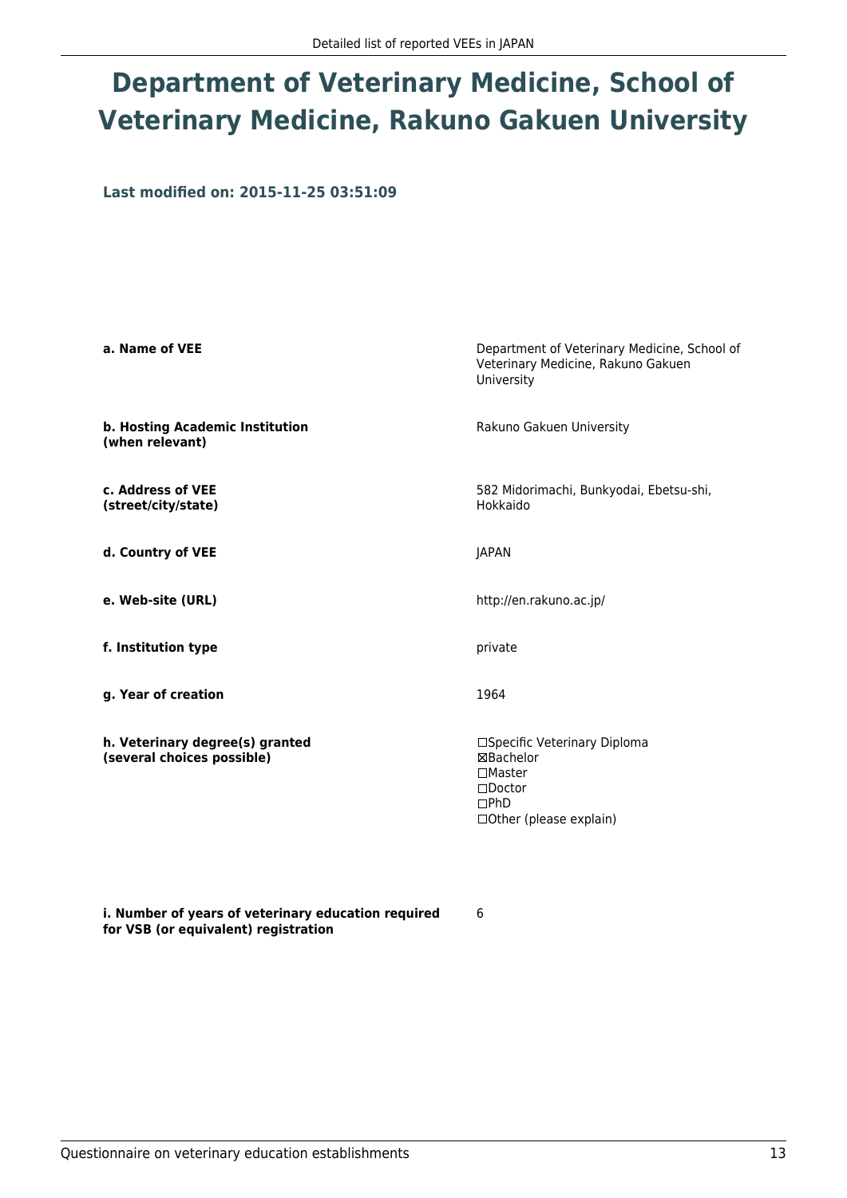# Department of Veterinary Medicine, School of Veterinary Medicine, Rakuno Gakuen University

**Last modified on: 2015-11-25 03:51:09**

| | |
|---|---|
| **a. Name of VEE** | Department of Veterinary Medicine, School of Veterinary Medicine, Rakuno Gakuen University |
| **b. Hosting Academic Institution (when relevant)** | Rakuno Gakuen University |
| **c. Address of VEE (street/city/state)** | 582 Midorimachi, Bunkyodai, Ebetsu-shi, Hokkaido |
| **d. Country of VEE** | JAPAN |
| **e. Web-site (URL)** | http://en.rakuno.ac.jp/ |
| **f. Institution type** | private |
| **g. Year of creation** | 1964 |
| **h. Veterinary degree(s) granted (several choices possible)** | ☐Specific Veterinary Diploma<br>☒Bachelor<br>☐Master<br>☐Doctor<br>☐PhD<br>☐Other (please explain) |
| **i. Number of years of veterinary education required for VSB (or equivalent) registration** | 6 |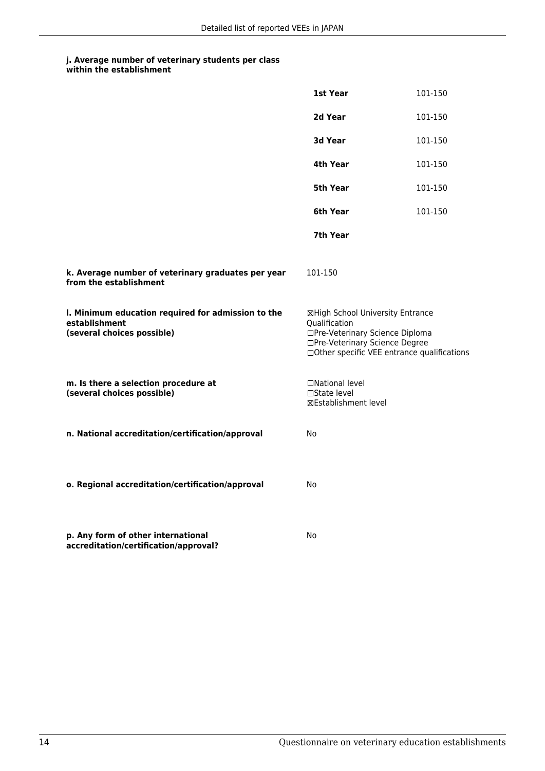**j. Average number of veterinary students per class within the establishment**

| | |
|---|---|
| **1st Year** | 101-150 |
| **2d Year** | 101-150 |
| **3d Year** | 101-150 |
| **4th Year** | 101-150 |
| **5th Year** | 101-150 |
| **6th Year** | 101-150 |
| **7th Year** | |

**k. Average number of veterinary graduates per year from the establishment**

101-150

**l. Minimum education required for admission to the establishment (several choices possible)**

☒High School University Entrance Qualification
☐Pre-Veterinary Science Diploma
☐Pre-Veterinary Science Degree
☐Other specific VEE entrance qualifications

**m. Is there a selection procedure at (several choices possible)**

☐National level
☐State level
☒Establishment level

**n. National accreditation/certification/approval**

No

**o. Regional accreditation/certification/approval**

No

**p. Any form of other international accreditation/certification/approval?**

No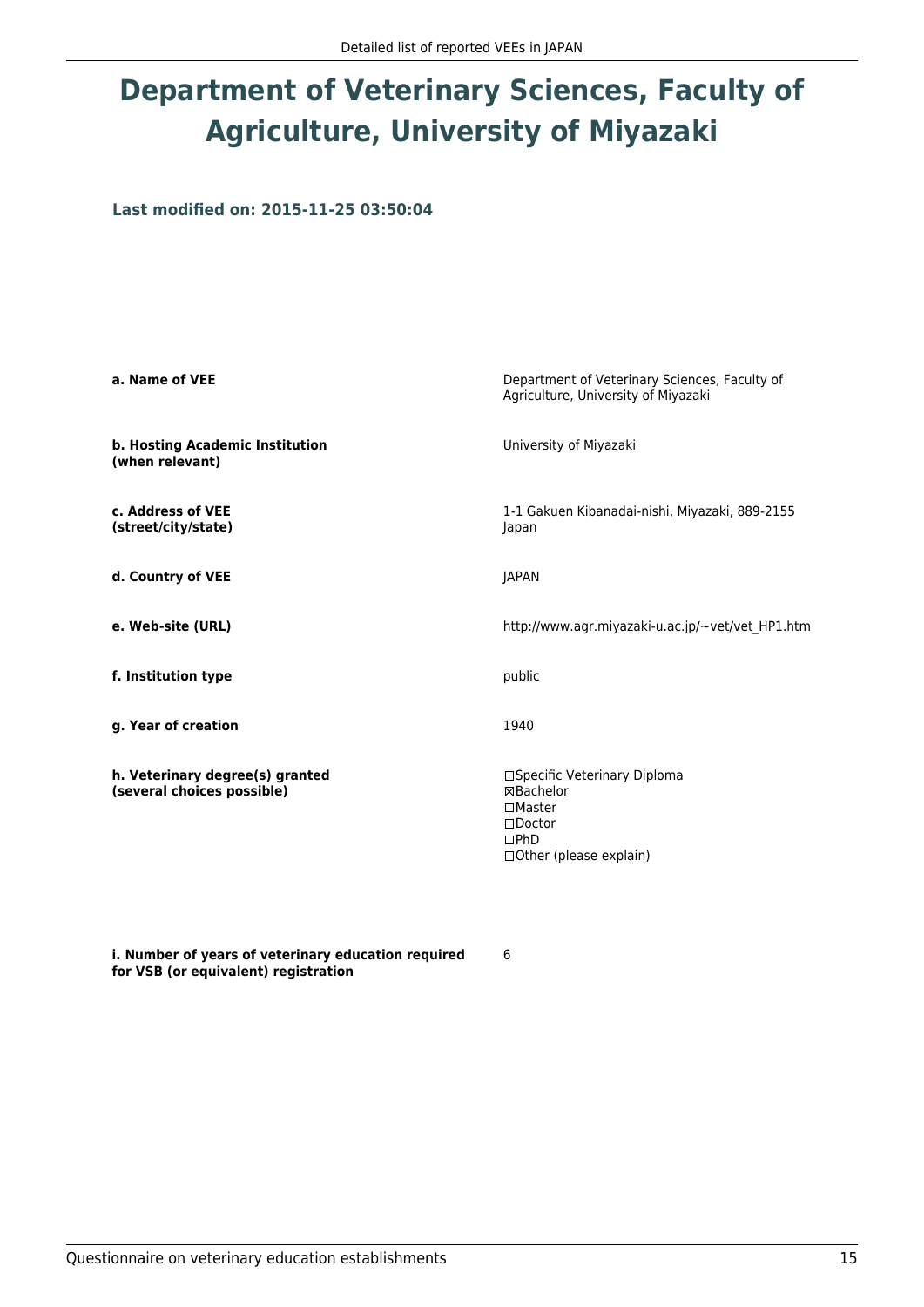# Department of Veterinary Sciences, Faculty of Agriculture, University of Miyazaki

**Last modified on: 2015-11-25 03:50:04**

| | |
|---|---|
| **a. Name of VEE** | Department of Veterinary Sciences, Faculty of Agriculture, University of Miyazaki |
| **b. Hosting Academic Institution (when relevant)** | University of Miyazaki |
| **c. Address of VEE (street/city/state)** | 1-1 Gakuen Kibanadai-nishi, Miyazaki, 889-2155 Japan |
| **d. Country of VEE** | JAPAN |
| **e. Web-site (URL)** | http://www.agr.miyazaki-u.ac.jp/~vet/vet_HP1.htm |
| **f. Institution type** | public |
| **g. Year of creation** | 1940 |
| **h. Veterinary degree(s) granted (several choices possible)** | ☐Specific Veterinary Diploma<br>☒Bachelor<br>☐Master<br>☐Doctor<br>☐PhD<br>☐Other (please explain) |
| **i. Number of years of veterinary education required for VSB (or equivalent) registration** | 6 |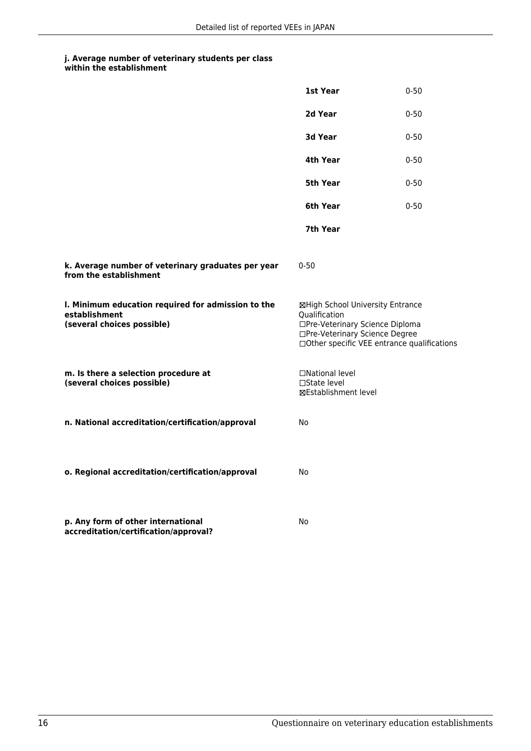**j. Average number of veterinary students per class within the establishment**

| | |
|---|---|
| **1st Year** | 0-50 |
| **2d Year** | 0-50 |
| **3d Year** | 0-50 |
| **4th Year** | 0-50 |
| **5th Year** | 0-50 |
| **6th Year** | 0-50 |
| **7th Year** | |

**k. Average number of veterinary graduates per year from the establishment**

0-50

**l. Minimum education required for admission to the establishment (several choices possible)**

☒High School University Entrance Qualification
☐Pre-Veterinary Science Diploma
☐Pre-Veterinary Science Degree
☐Other specific VEE entrance qualifications

**m. Is there a selection procedure at (several choices possible)**

☐National level
☐State level
☒Establishment level

**n. National accreditation/certification/approval**

No

**o. Regional accreditation/certification/approval**

No

**p. Any form of other international accreditation/certification/approval?**

No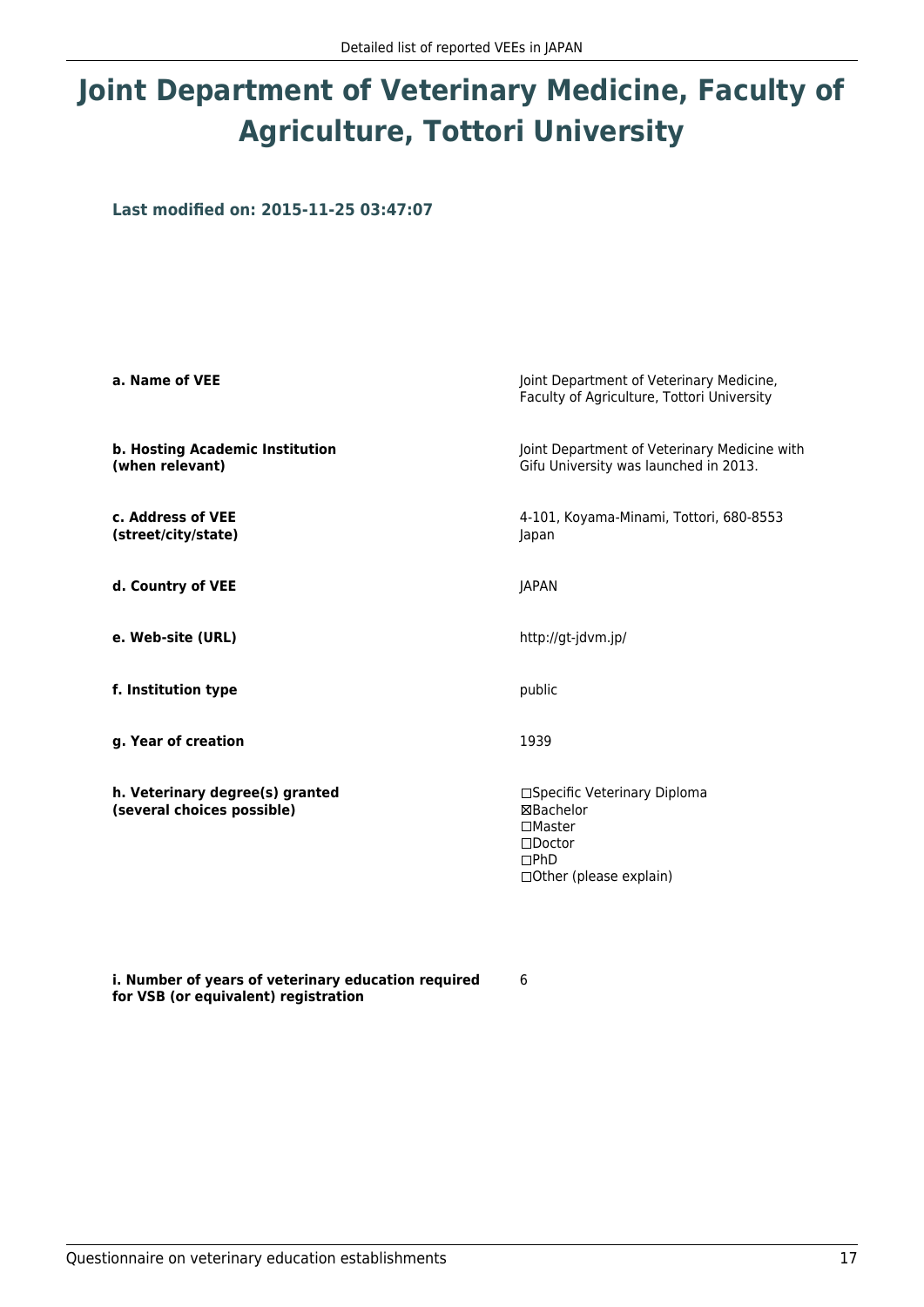# Joint Department of Veterinary Medicine, Faculty of Agriculture, Tottori University

**Last modified on: 2015-11-25 03:47:07**

| | |
|---|---|
| **a. Name of VEE** | Joint Department of Veterinary Medicine, Faculty of Agriculture, Tottori University |
| **b. Hosting Academic Institution (when relevant)** | Joint Department of Veterinary Medicine with Gifu University was launched in 2013. |
| **c. Address of VEE (street/city/state)** | 4-101, Koyama-Minami, Tottori, 680-8553 Japan |
| **d. Country of VEE** | JAPAN |
| **e. Web-site (URL)** | http://gt-jdvm.jp/ |
| **f. Institution type** | public |
| **g. Year of creation** | 1939 |
| **h. Veterinary degree(s) granted (several choices possible)** | ☐Specific Veterinary Diploma<br>☒Bachelor<br>☐Master<br>☐Doctor<br>☐PhD<br>☐Other (please explain) |
| **i. Number of years of veterinary education required for VSB (or equivalent) registration** | 6 |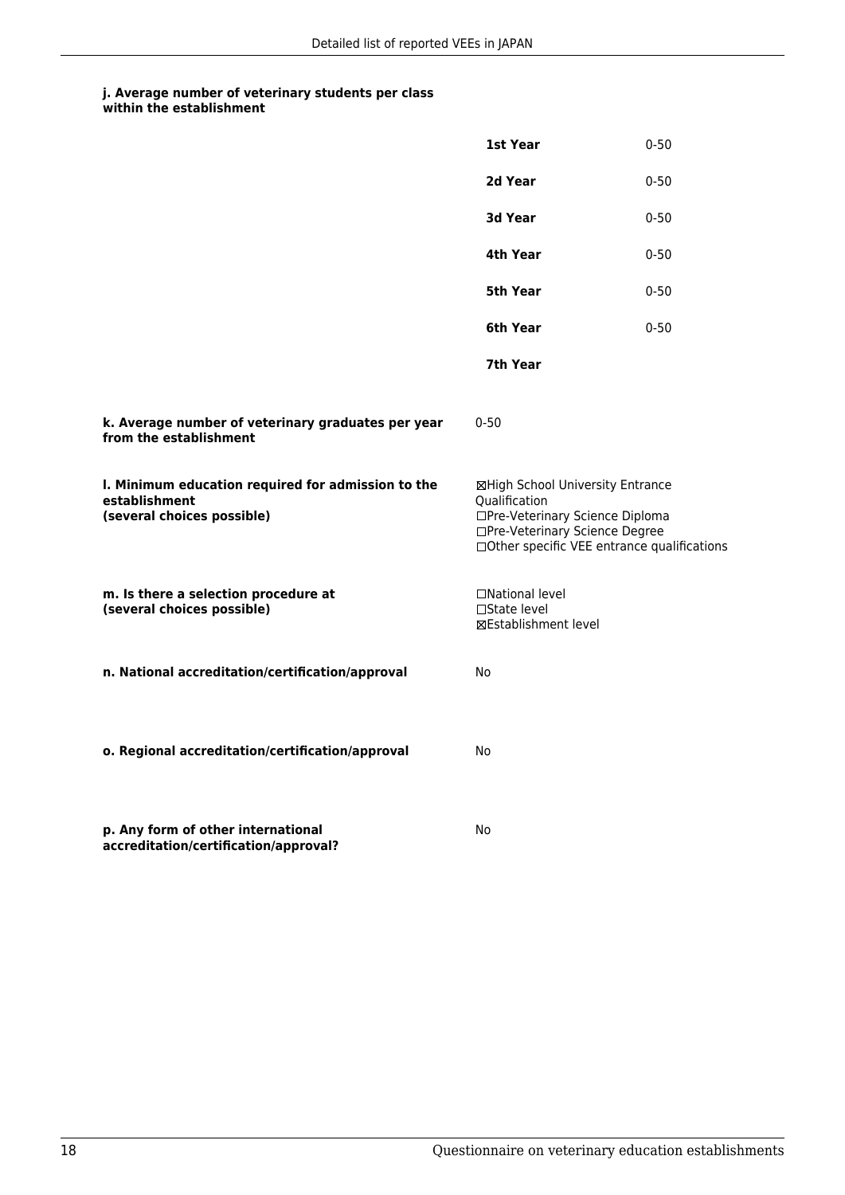**j. Average number of veterinary students per class within the establishment**

| | |
|---|---|
| **1st Year** | 0-50 |
| **2d Year** | 0-50 |
| **3d Year** | 0-50 |
| **4th Year** | 0-50 |
| **5th Year** | 0-50 |
| **6th Year** | 0-50 |
| **7th Year** | |

**k. Average number of veterinary graduates per year from the establishment**

0-50

**l. Minimum education required for admission to the establishment (several choices possible)**

☒High School University Entrance Qualification
☐Pre-Veterinary Science Diploma
☐Pre-Veterinary Science Degree
☐Other specific VEE entrance qualifications

**m. Is there a selection procedure at (several choices possible)**

☐National level
☐State level
☒Establishment level

**n. National accreditation/certification/approval**

No

**o. Regional accreditation/certification/approval**

No

**p. Any form of other international accreditation/certification/approval?**

No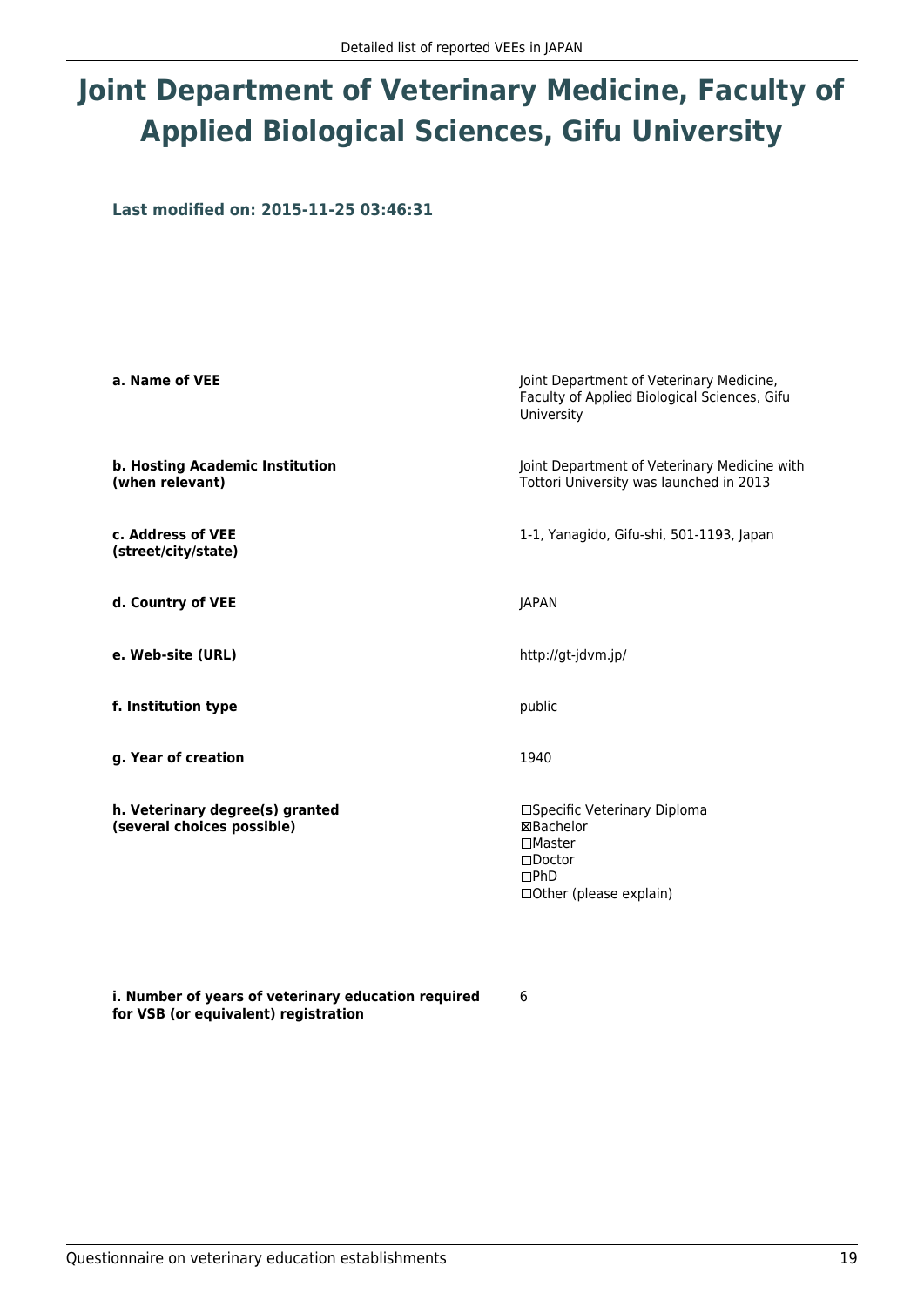# Joint Department of Veterinary Medicine, Faculty of Applied Biological Sciences, Gifu University

**Last modified on: 2015-11-25 03:46:31**

| | |
|---|---|
| **a. Name of VEE** | Joint Department of Veterinary Medicine, Faculty of Applied Biological Sciences, Gifu University |
| **b. Hosting Academic Institution (when relevant)** | Joint Department of Veterinary Medicine with Tottori University was launched in 2013 |
| **c. Address of VEE (street/city/state)** | 1-1, Yanagido, Gifu-shi, 501-1193, Japan |
| **d. Country of VEE** | JAPAN |
| **e. Web-site (URL)** | http://gt-jdvm.jp/ |
| **f. Institution type** | public |
| **g. Year of creation** | 1940 |
| **h. Veterinary degree(s) granted (several choices possible)** | ☐Specific Veterinary Diploma<br>☒Bachelor<br>☐Master<br>☐Doctor<br>☐PhD<br>☐Other (please explain) |
| **i. Number of years of veterinary education required for VSB (or equivalent) registration** | 6 |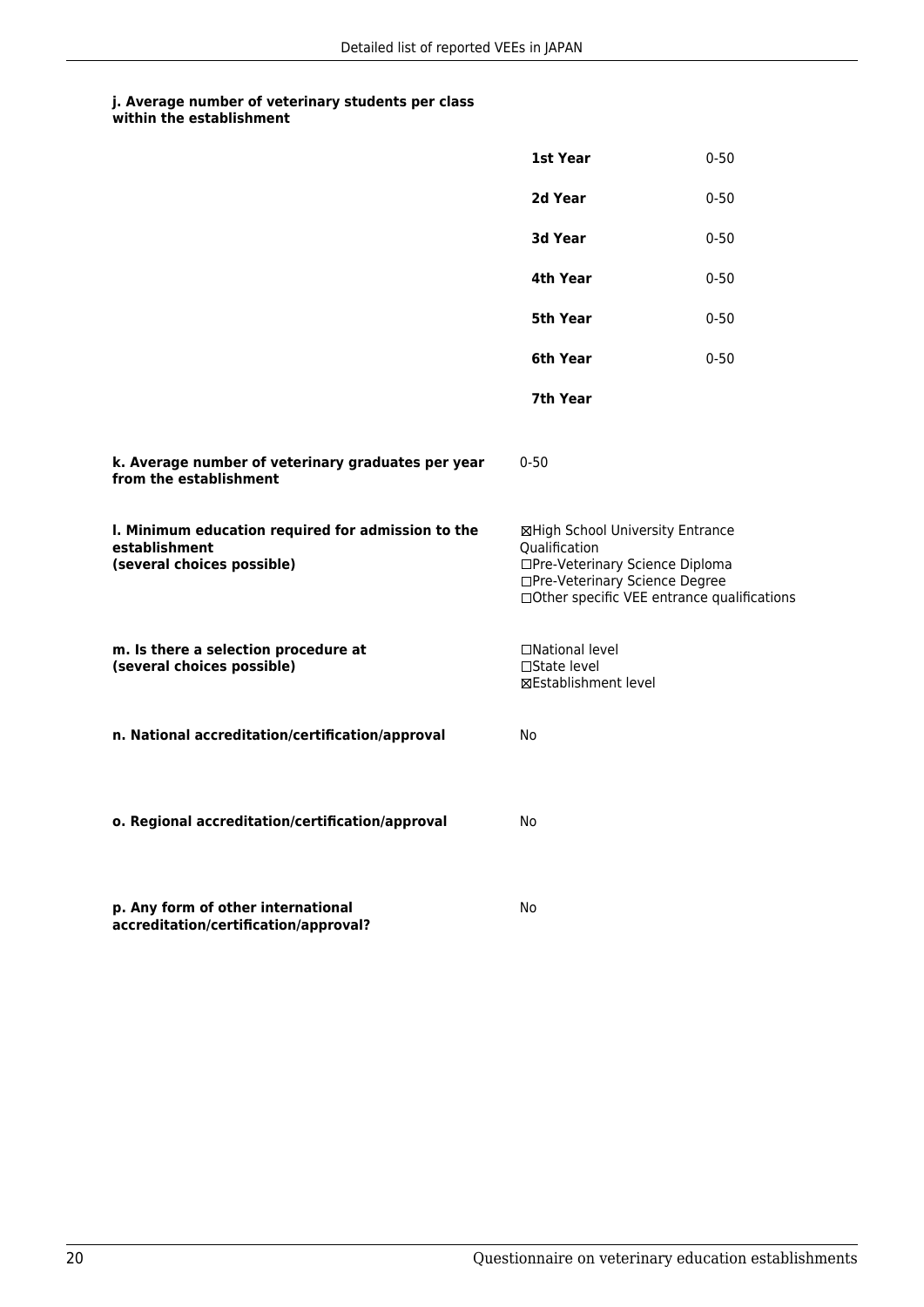**j. Average number of veterinary students per class within the establishment**

| | |
|---|---|
| **1st Year** | 0-50 |
| **2d Year** | 0-50 |
| **3d Year** | 0-50 |
| **4th Year** | 0-50 |
| **5th Year** | 0-50 |
| **6th Year** | 0-50 |
| **7th Year** | |

**k. Average number of veterinary graduates per year from the establishment**

0-50

**l. Minimum education required for admission to the establishment (several choices possible)**

☒High School University Entrance Qualification
☐Pre-Veterinary Science Diploma
☐Pre-Veterinary Science Degree
☐Other specific VEE entrance qualifications

**m. Is there a selection procedure at (several choices possible)**

☐National level
☐State level
☒Establishment level

**n. National accreditation/certification/approval**

No

**o. Regional accreditation/certification/approval**

No

**p. Any form of other international accreditation/certification/approval?**

No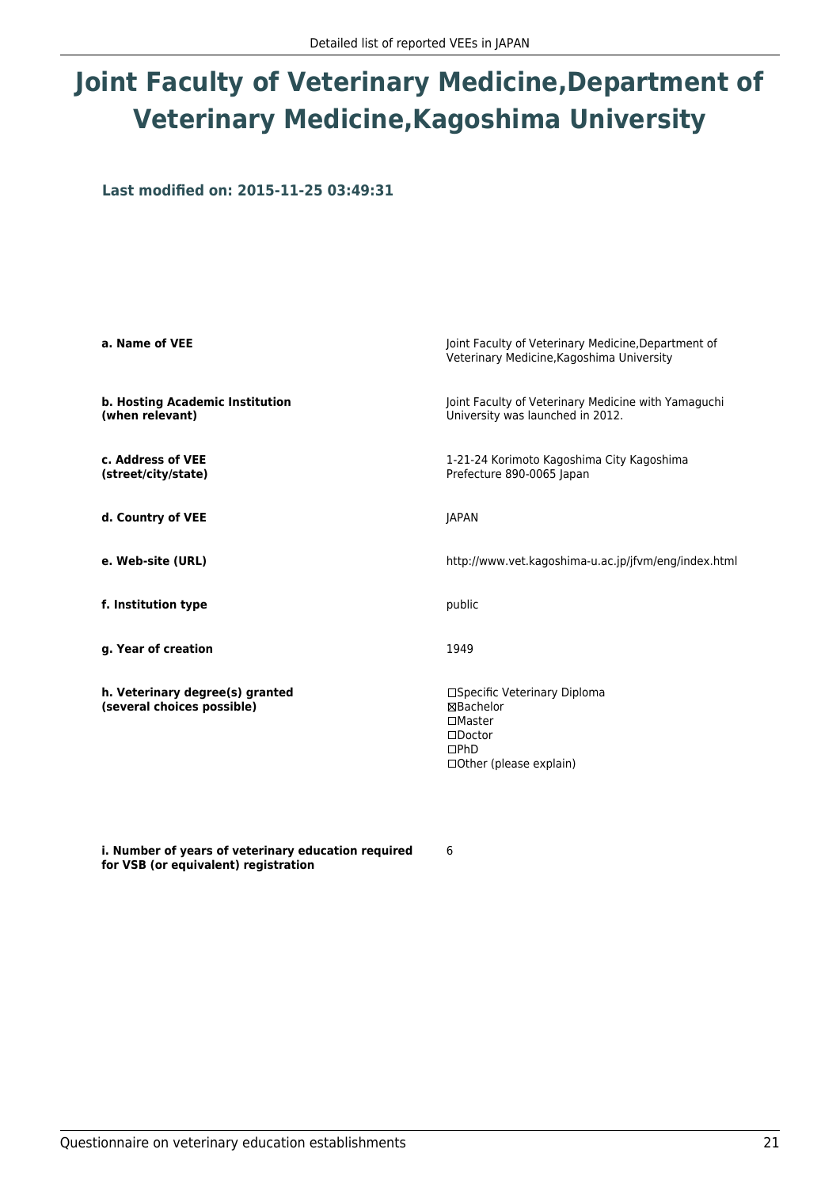# Joint Faculty of Veterinary Medicine,Department of Veterinary Medicine,Kagoshima University

**Last modified on: 2015-11-25 03:49:31**

| | |
|---|---|
| **a. Name of VEE** | Joint Faculty of Veterinary Medicine,Department of Veterinary Medicine,Kagoshima University |
| **b. Hosting Academic Institution (when relevant)** | Joint Faculty of Veterinary Medicine with Yamaguchi University was launched in 2012. |
| **c. Address of VEE (street/city/state)** | 1-21-24 Korimoto Kagoshima City Kagoshima Prefecture 890-0065 Japan |
| **d. Country of VEE** | JAPAN |
| **e. Web-site (URL)** | http://www.vet.kagoshima-u.ac.jp/jfvm/eng/index.html |
| **f. Institution type** | public |
| **g. Year of creation** | 1949 |
| **h. Veterinary degree(s) granted (several choices possible)** | ☐Specific Veterinary Diploma<br>☒Bachelor<br>☐Master<br>☐Doctor<br>☐PhD<br>☐Other (please explain) |
| **i. Number of years of veterinary education required for VSB (or equivalent) registration** | 6 |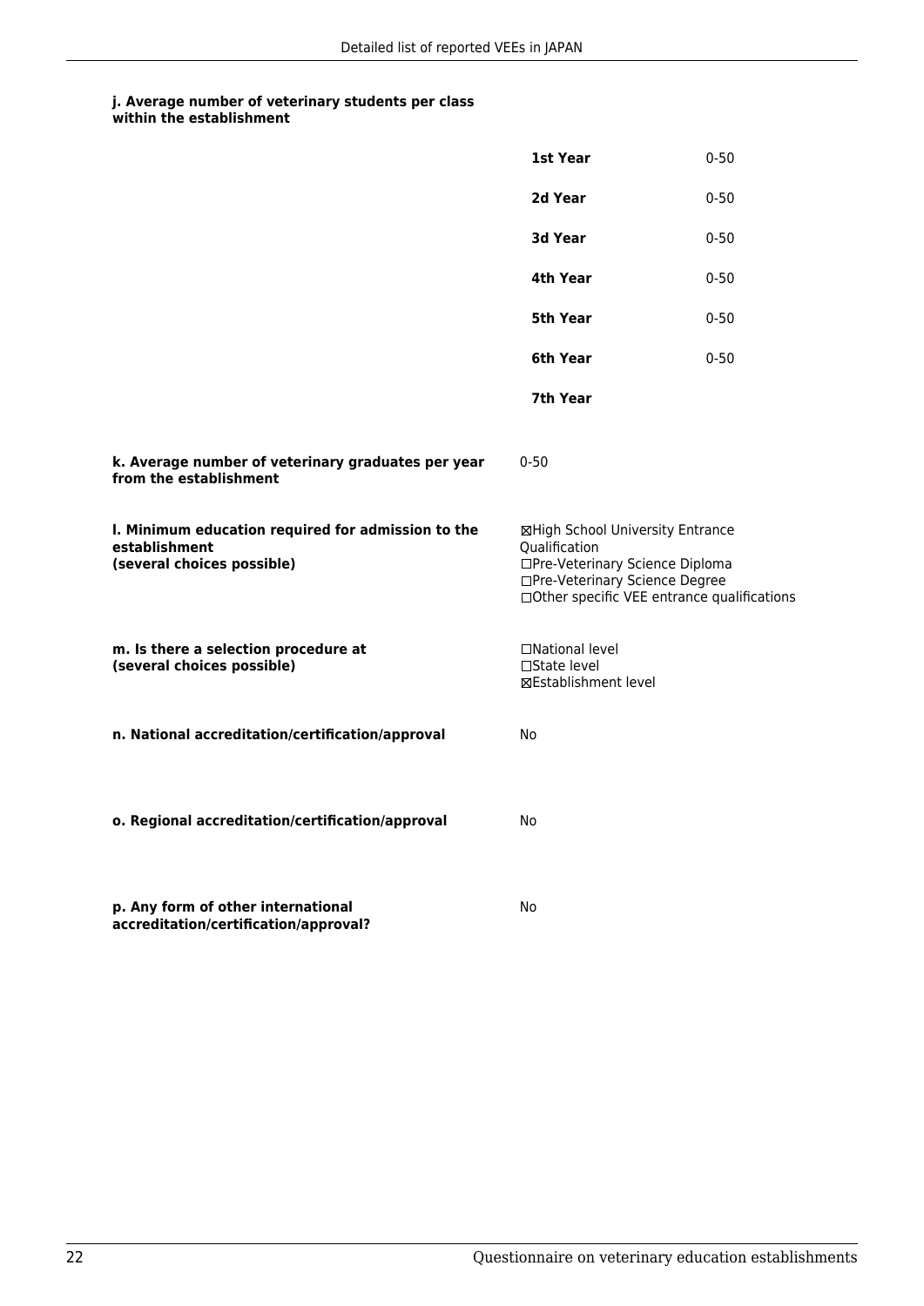**j. Average number of veterinary students per class within the establishment**

| | |
|---|---|
| **1st Year** | 0-50 |
| **2d Year** | 0-50 |
| **3d Year** | 0-50 |
| **4th Year** | 0-50 |
| **5th Year** | 0-50 |
| **6th Year** | 0-50 |
| **7th Year** | |

**k. Average number of veterinary graduates per year from the establishment**

0-50

**l. Minimum education required for admission to the establishment (several choices possible)**

☒High School University Entrance Qualification
☐Pre-Veterinary Science Diploma
☐Pre-Veterinary Science Degree
☐Other specific VEE entrance qualifications

**m. Is there a selection procedure at (several choices possible)**

☐National level
☐State level
☒Establishment level

**n. National accreditation/certification/approval**

No

**o. Regional accreditation/certification/approval**

No

**p. Any form of other international accreditation/certification/approval?**

No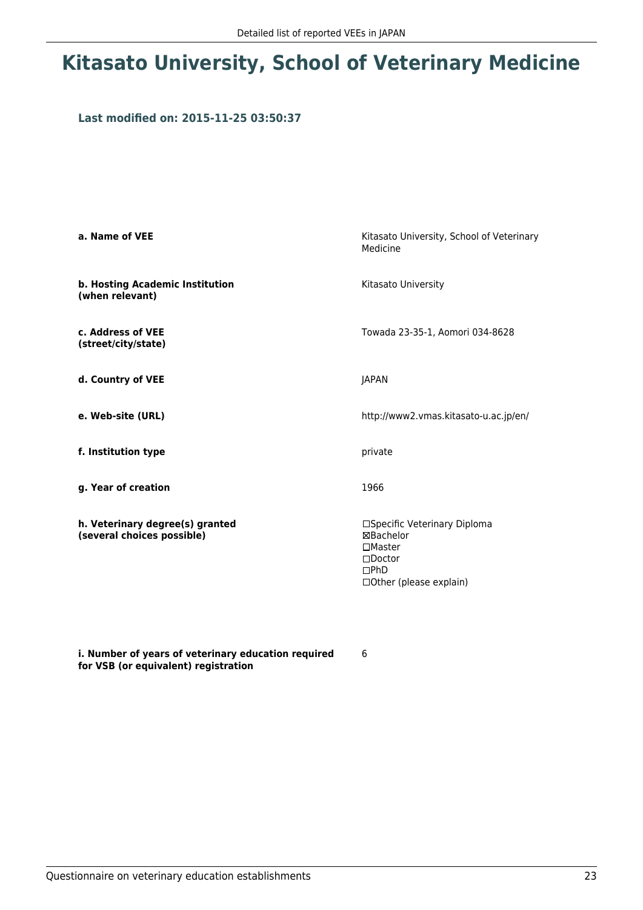# Kitasato University, School of Veterinary Medicine

### Last modified on: 2015-11-25 03:50:37

| | |
|---|---|
| **a. Name of VEE** | Kitasato University, School of Veterinary Medicine |
| **b. Hosting Academic Institution (when relevant)** | Kitasato University |
| **c. Address of VEE (street/city/state)** | Towada 23-35-1, Aomori 034-8628 |
| **d. Country of VEE** | JAPAN |
| **e. Web-site (URL)** | http://www2.vmas.kitasato-u.ac.jp/en/ |
| **f. Institution type** | private |
| **g. Year of creation** | 1966 |
| **h. Veterinary degree(s) granted (several choices possible)** | ☐Specific Veterinary Diploma<br>☒Bachelor<br>☐Master<br>☐Doctor<br>☐PhD<br>☐Other (please explain) |
| **i. Number of years of veterinary education required for VSB (or equivalent) registration** | 6 |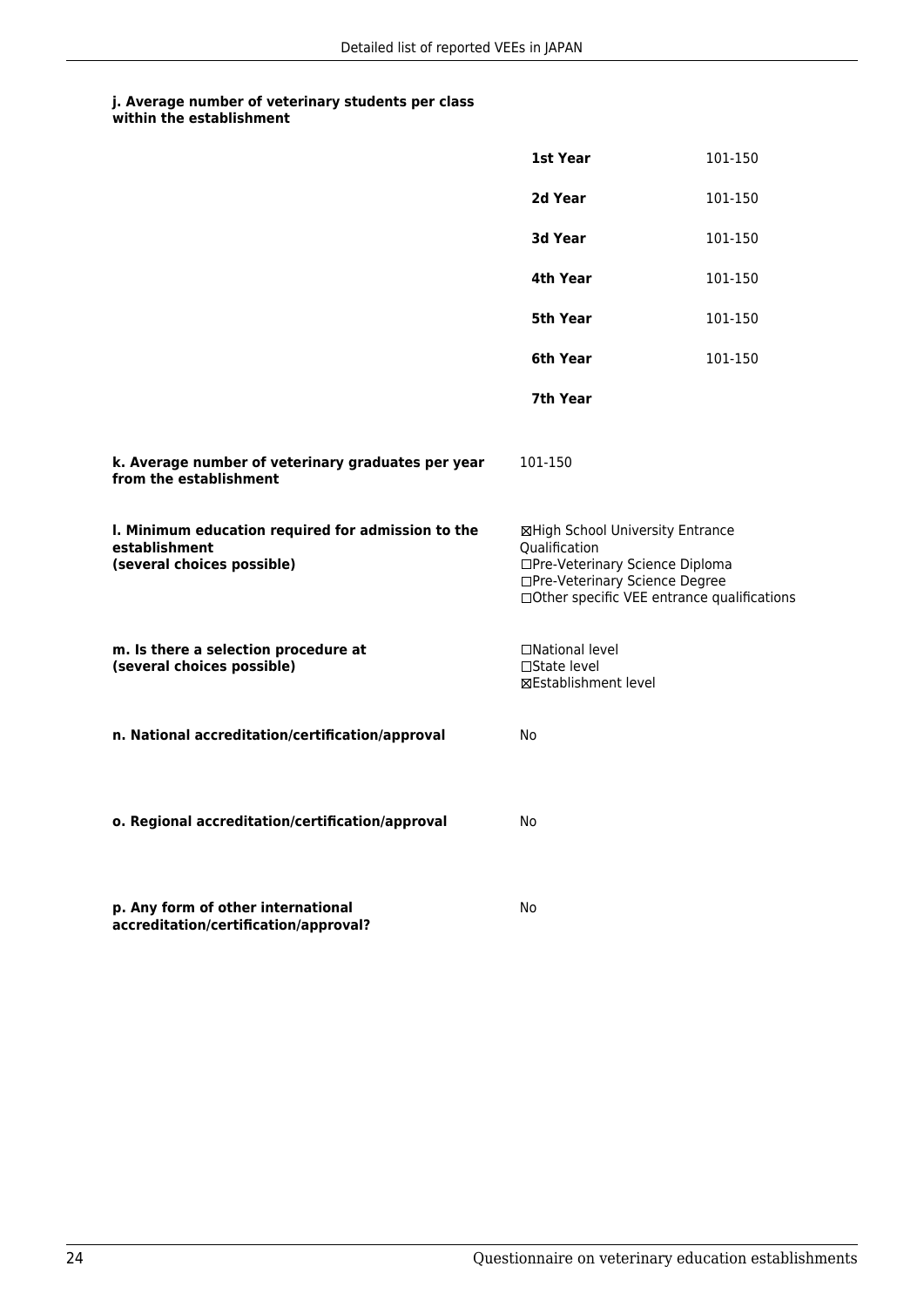**j. Average number of veterinary students per class within the establishment**

| | |
|---|---|
| **1st Year** | 101-150 |
| **2d Year** | 101-150 |
| **3d Year** | 101-150 |
| **4th Year** | 101-150 |
| **5th Year** | 101-150 |
| **6th Year** | 101-150 |
| **7th Year** | |

**k. Average number of veterinary graduates per year from the establishment**

101-150

**l. Minimum education required for admission to the establishment (several choices possible)**

☒High School University Entrance Qualification
☐Pre-Veterinary Science Diploma
☐Pre-Veterinary Science Degree
☐Other specific VEE entrance qualifications

**m. Is there a selection procedure at (several choices possible)**

☐National level
☐State level
☒Establishment level

**n. National accreditation/certification/approval**

No

**o. Regional accreditation/certification/approval**

No

**p. Any form of other international accreditation/certification/approval?**

No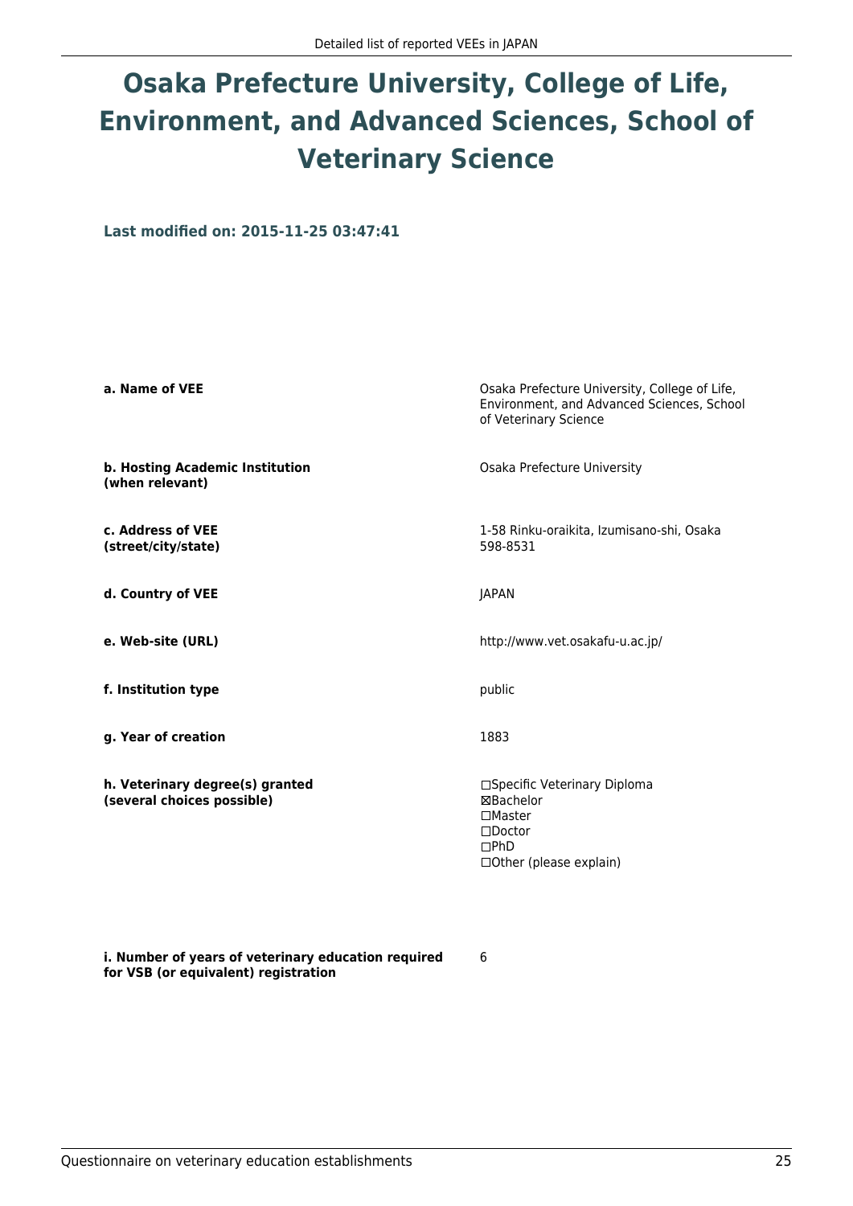# Osaka Prefecture University, College of Life, Environment, and Advanced Sciences, School of Veterinary Science

**Last modified on: 2015-11-25 03:47:41**

| | |
|---|---|
| **a. Name of VEE** | Osaka Prefecture University, College of Life, Environment, and Advanced Sciences, School of Veterinary Science |
| **b. Hosting Academic Institution (when relevant)** | Osaka Prefecture University |
| **c. Address of VEE (street/city/state)** | 1-58 Rinku-oraikita, Izumisano-shi, Osaka 598-8531 |
| **d. Country of VEE** | JAPAN |
| **e. Web-site (URL)** | http://www.vet.osakafu-u.ac.jp/ |
| **f. Institution type** | public |
| **g. Year of creation** | 1883 |
| **h. Veterinary degree(s) granted (several choices possible)** | ☐Specific Veterinary Diploma<br>☒Bachelor<br>☐Master<br>☐Doctor<br>☐PhD<br>☐Other (please explain) |
| **i. Number of years of veterinary education required for VSB (or equivalent) registration** | 6 |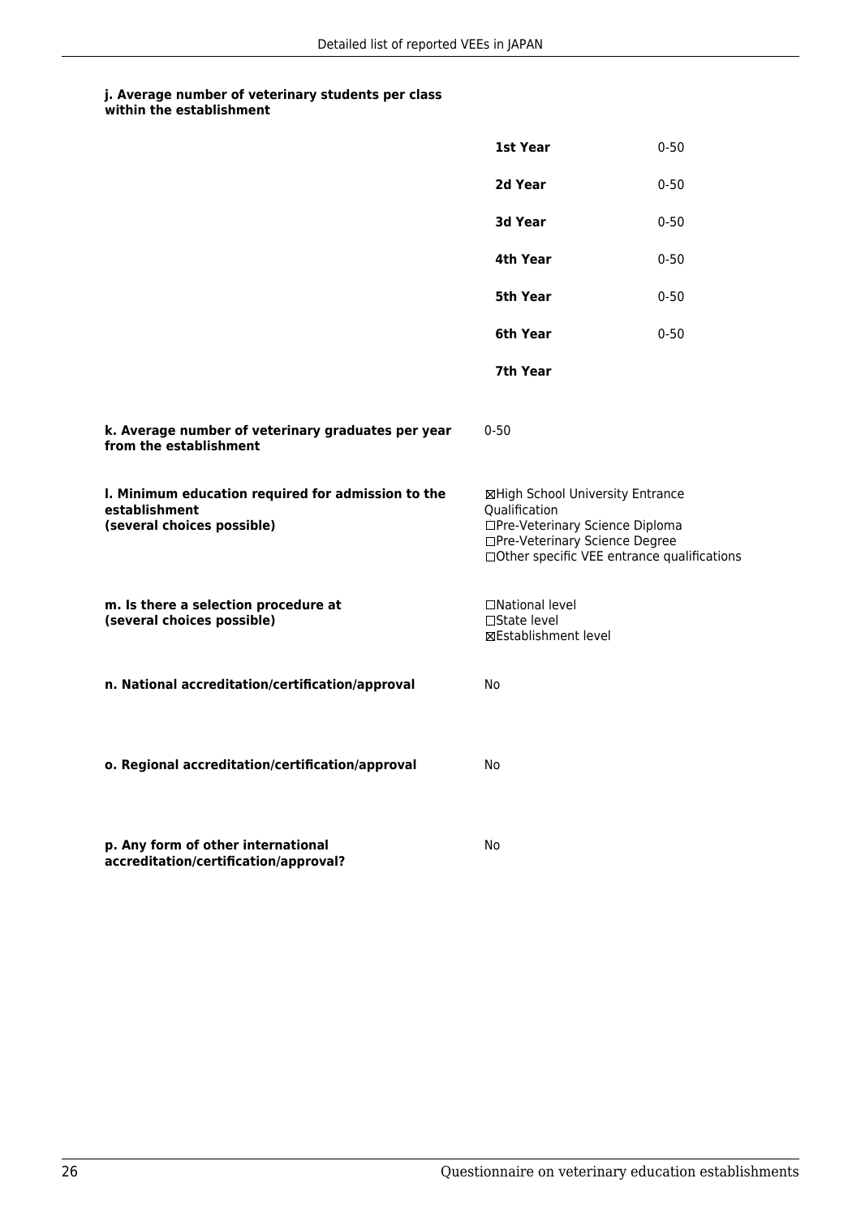**j. Average number of veterinary students per class within the establishment**

| | |
|---|---|
| **1st Year** | 0-50 |
| **2d Year** | 0-50 |
| **3d Year** | 0-50 |
| **4th Year** | 0-50 |
| **5th Year** | 0-50 |
| **6th Year** | 0-50 |
| **7th Year** | |

**k. Average number of veterinary graduates per year from the establishment**

0-50

**l. Minimum education required for admission to the establishment (several choices possible)**

☒High School University Entrance Qualification
☐Pre-Veterinary Science Diploma
☐Pre-Veterinary Science Degree
☐Other specific VEE entrance qualifications

**m. Is there a selection procedure at (several choices possible)**

☐National level
☐State level
☒Establishment level

**n. National accreditation/certification/approval**

No

**o. Regional accreditation/certification/approval**

No

**p. Any form of other international accreditation/certification/approval?**

No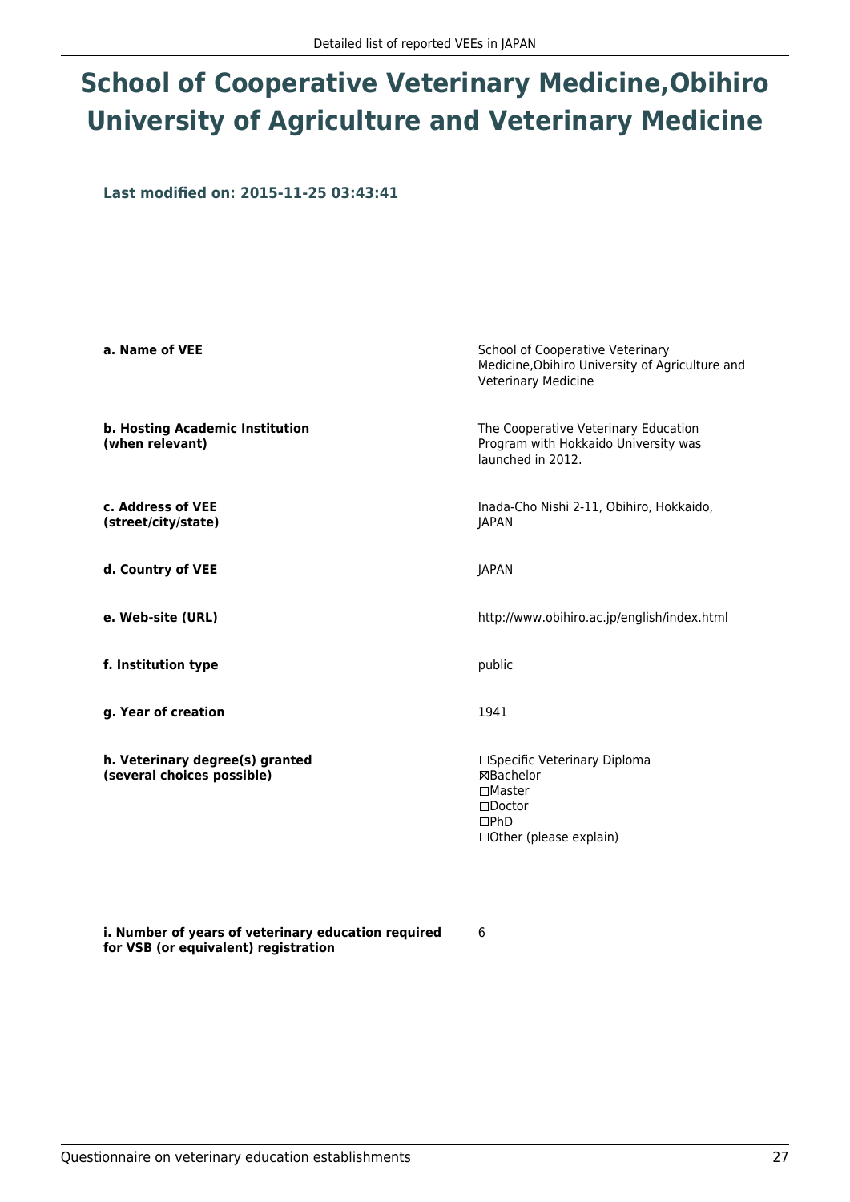# School of Cooperative Veterinary Medicine,Obihiro University of Agriculture and Veterinary Medicine

**Last modified on: 2015-11-25 03:43:41**

| | |
|---|---|
| **a. Name of VEE** | School of Cooperative Veterinary Medicine,Obihiro University of Agriculture and Veterinary Medicine |
| **b. Hosting Academic Institution (when relevant)** | The Cooperative Veterinary Education Program with Hokkaido University was launched in 2012. |
| **c. Address of VEE (street/city/state)** | Inada-Cho Nishi 2-11, Obihiro, Hokkaido, JAPAN |
| **d. Country of VEE** | JAPAN |
| **e. Web-site (URL)** | http://www.obihiro.ac.jp/english/index.html |
| **f. Institution type** | public |
| **g. Year of creation** | 1941 |
| **h. Veterinary degree(s) granted (several choices possible)** | ☐Specific Veterinary Diploma<br>☒Bachelor<br>☐Master<br>☐Doctor<br>☐PhD<br>☐Other (please explain) |
| **i. Number of years of veterinary education required for VSB (or equivalent) registration** | 6 |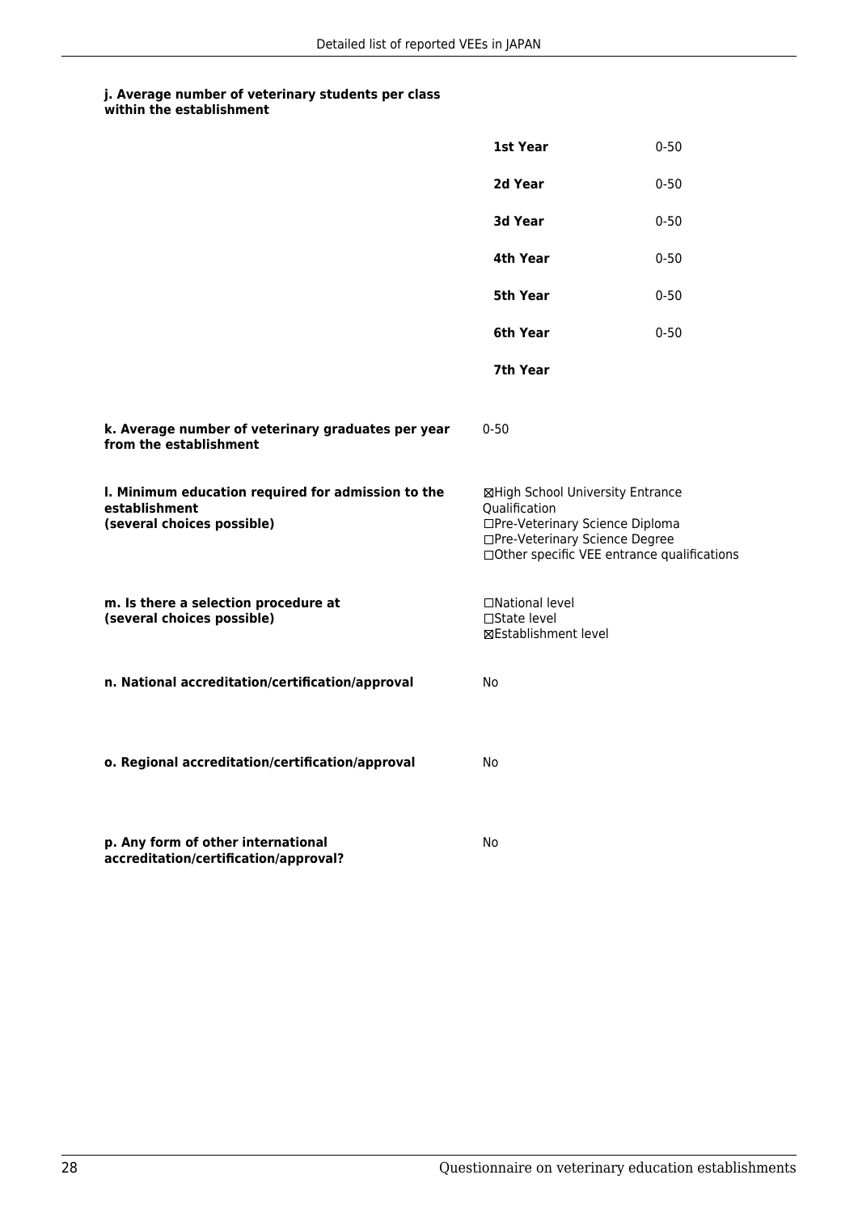**j. Average number of veterinary students per class within the establishment**

| | |
|---|---|
| **1st Year** | 0-50 |
| **2d Year** | 0-50 |
| **3d Year** | 0-50 |
| **4th Year** | 0-50 |
| **5th Year** | 0-50 |
| **6th Year** | 0-50 |
| **7th Year** | |

**k. Average number of veterinary graduates per year from the establishment**

0-50

**l. Minimum education required for admission to the establishment (several choices possible)**

☒High School University Entrance Qualification
☐Pre-Veterinary Science Diploma
☐Pre-Veterinary Science Degree
☐Other specific VEE entrance qualifications

**m. Is there a selection procedure at (several choices possible)**

☐National level
☐State level
☒Establishment level

**n. National accreditation/certification/approval**

No

**o. Regional accreditation/certification/approval**

No

**p. Any form of other international accreditation/certification/approval?**

No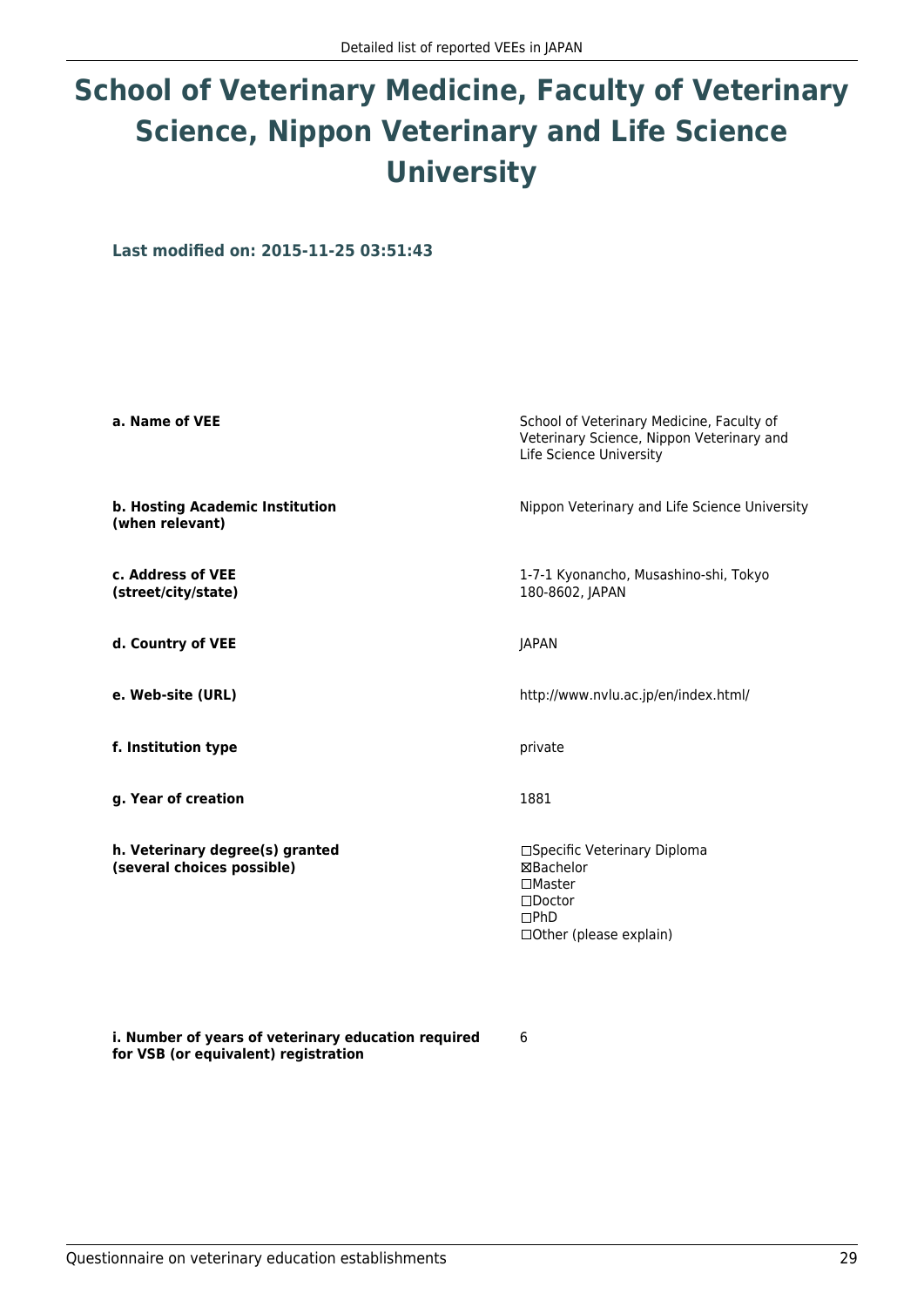# School of Veterinary Medicine, Faculty of Veterinary Science, Nippon Veterinary and Life Science University

**Last modified on: 2015-11-25 03:51:43**

| | |
|---|---|
| **a. Name of VEE** | School of Veterinary Medicine, Faculty of Veterinary Science, Nippon Veterinary and Life Science University |
| **b. Hosting Academic Institution (when relevant)** | Nippon Veterinary and Life Science University |
| **c. Address of VEE (street/city/state)** | 1-7-1 Kyonancho, Musashino-shi, Tokyo 180-8602, JAPAN |
| **d. Country of VEE** | JAPAN |
| **e. Web-site (URL)** | http://www.nvlu.ac.jp/en/index.html/ |
| **f. Institution type** | private |
| **g. Year of creation** | 1881 |
| **h. Veterinary degree(s) granted (several choices possible)** | ☐Specific Veterinary Diploma<br>☒Bachelor<br>☐Master<br>☐Doctor<br>☐PhD<br>☐Other (please explain) |
| **i. Number of years of veterinary education required for VSB (or equivalent) registration** | 6 |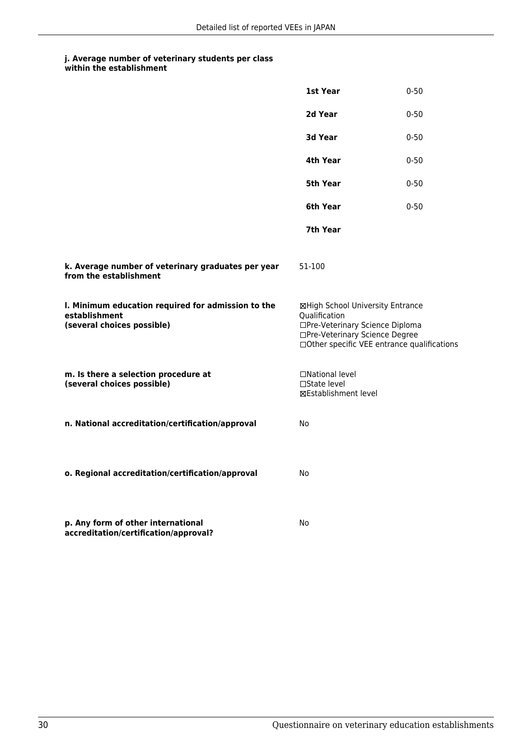**j. Average number of veterinary students per class within the establishment**

| | |
|---|---|
| **1st Year** | 0-50 |
| **2d Year** | 0-50 |
| **3d Year** | 0-50 |
| **4th Year** | 0-50 |
| **5th Year** | 0-50 |
| **6th Year** | 0-50 |
| **7th Year** | |

**k. Average number of veterinary graduates per year from the establishment**

51-100

**l. Minimum education required for admission to the establishment (several choices possible)**

☒High School University Entrance Qualification
☐Pre-Veterinary Science Diploma
☐Pre-Veterinary Science Degree
☐Other specific VEE entrance qualifications

**m. Is there a selection procedure at (several choices possible)**

☐National level
☐State level
☒Establishment level

**n. National accreditation/certification/approval**

No

**o. Regional accreditation/certification/approval**

No

**p. Any form of other international accreditation/certification/approval?**

No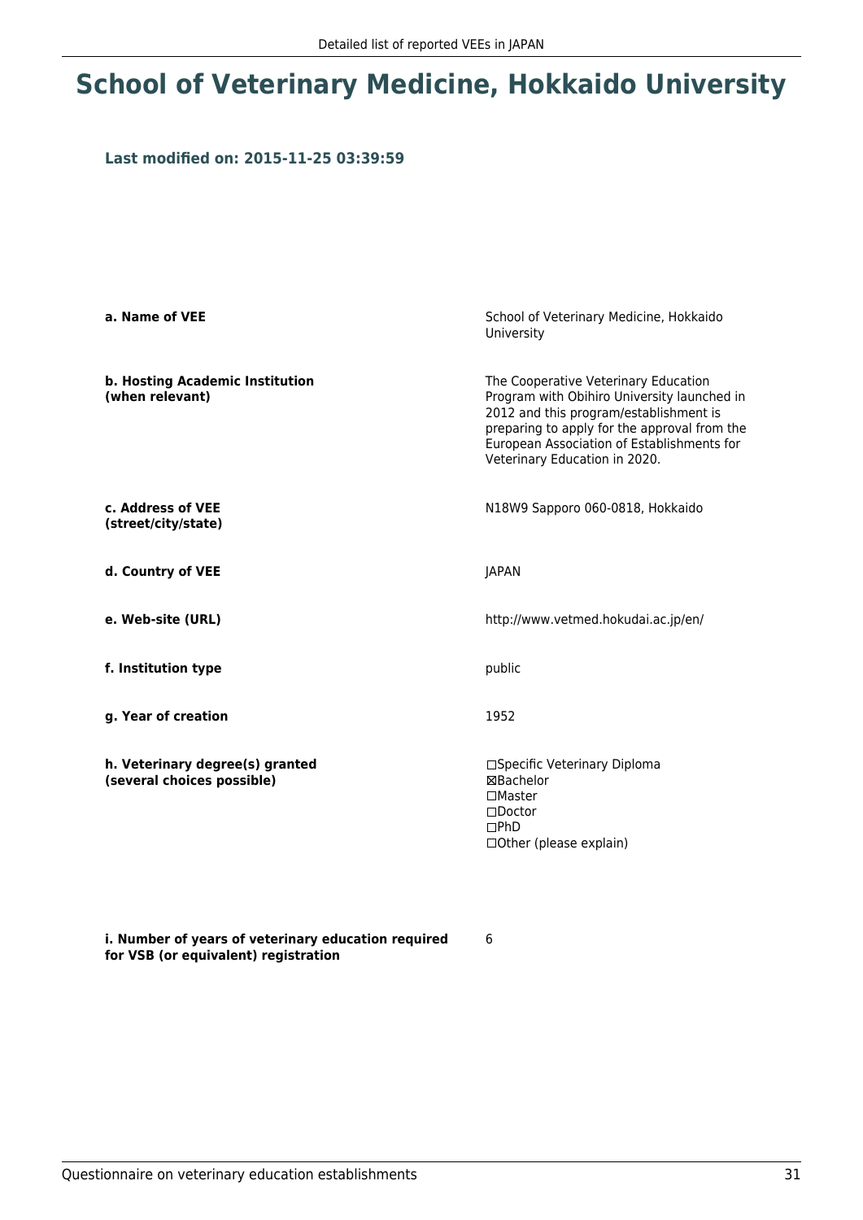# School of Veterinary Medicine, Hokkaido University

### Last modified on: 2015-11-25 03:39:59

| | |
|---|---|
| **a. Name of VEE** | School of Veterinary Medicine, Hokkaido University |
| **b. Hosting Academic Institution (when relevant)** | The Cooperative Veterinary Education Program with Obihiro University launched in 2012 and this program/establishment is preparing to apply for the approval from the European Association of Establishments for Veterinary Education in 2020. |
| **c. Address of VEE (street/city/state)** | N18W9 Sapporo 060-0818, Hokkaido |
| **d. Country of VEE** | JAPAN |
| **e. Web-site (URL)** | http://www.vetmed.hokudai.ac.jp/en/ |
| **f. Institution type** | public |
| **g. Year of creation** | 1952 |
| **h. Veterinary degree(s) granted (several choices possible)** | ☐Specific Veterinary Diploma<br>☒Bachelor<br>☐Master<br>☐Doctor<br>☐PhD<br>☐Other (please explain) |
| **i. Number of years of veterinary education required for VSB (or equivalent) registration** | 6 |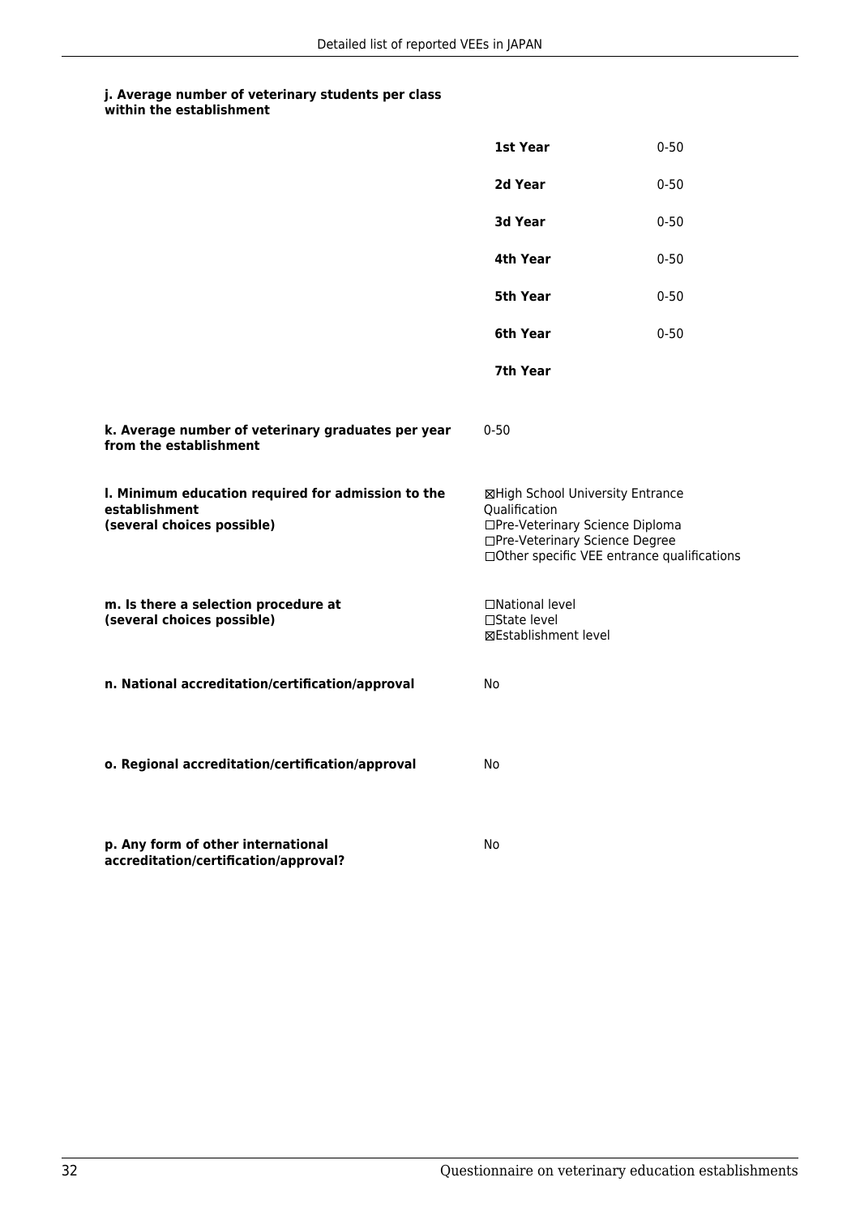**j. Average number of veterinary students per class within the establishment**

| | |
|---|---|
| **1st Year** | 0-50 |
| **2d Year** | 0-50 |
| **3d Year** | 0-50 |
| **4th Year** | 0-50 |
| **5th Year** | 0-50 |
| **6th Year** | 0-50 |
| **7th Year** | |

**k. Average number of veterinary graduates per year from the establishment**

0-50

**l. Minimum education required for admission to the establishment (several choices possible)**

☒High School University Entrance Qualification
☐Pre-Veterinary Science Diploma
☐Pre-Veterinary Science Degree
☐Other specific VEE entrance qualifications

**m. Is there a selection procedure at (several choices possible)**

☐National level
☐State level
☒Establishment level

**n. National accreditation/certification/approval**

No

**o. Regional accreditation/certification/approval**

No

**p. Any form of other international accreditation/certification/approval?**

No